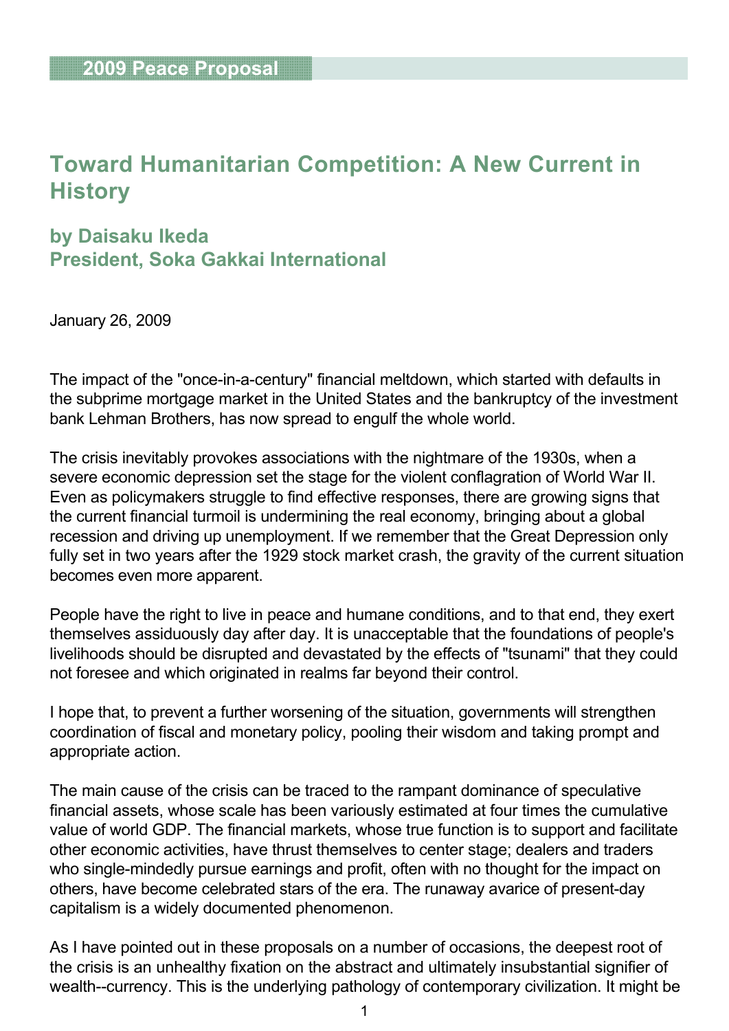2009 Peace Proposal

# Toward Humanitarian Competition: A New Current in History

## by Daisaku Ikeda
## President, Soka Gakkai International

January 26, 2009

The impact of the "once-in-a-century" financial meltdown, which started with defaults in the subprime mortgage market in the United States and the bankruptcy of the investment bank Lehman Brothers, has now spread to engulf the whole world.

The crisis inevitably provokes associations with the nightmare of the 1930s, when a severe economic depression set the stage for the violent conflagration of World War II. Even as policymakers struggle to find effective responses, there are growing signs that the current financial turmoil is undermining the real economy, bringing about a global recession and driving up unemployment. If we remember that the Great Depression only fully set in two years after the 1929 stock market crash, the gravity of the current situation becomes even more apparent.

People have the right to live in peace and humane conditions, and to that end, they exert themselves assiduously day after day. It is unacceptable that the foundations of people's livelihoods should be disrupted and devastated by the effects of "tsunami" that they could not foresee and which originated in realms far beyond their control.

I hope that, to prevent a further worsening of the situation, governments will strengthen coordination of fiscal and monetary policy, pooling their wisdom and taking prompt and appropriate action.

The main cause of the crisis can be traced to the rampant dominance of speculative financial assets, whose scale has been variously estimated at four times the cumulative value of world GDP. The financial markets, whose true function is to support and facilitate other economic activities, have thrust themselves to center stage; dealers and traders who single-mindedly pursue earnings and profit, often with no thought for the impact on others, have become celebrated stars of the era. The runaway avarice of present-day capitalism is a widely documented phenomenon.

As I have pointed out in these proposals on a number of occasions, the deepest root of the crisis is an unhealthy fixation on the abstract and ultimately insubstantial signifier of wealth--currency. This is the underlying pathology of contemporary civilization. It might be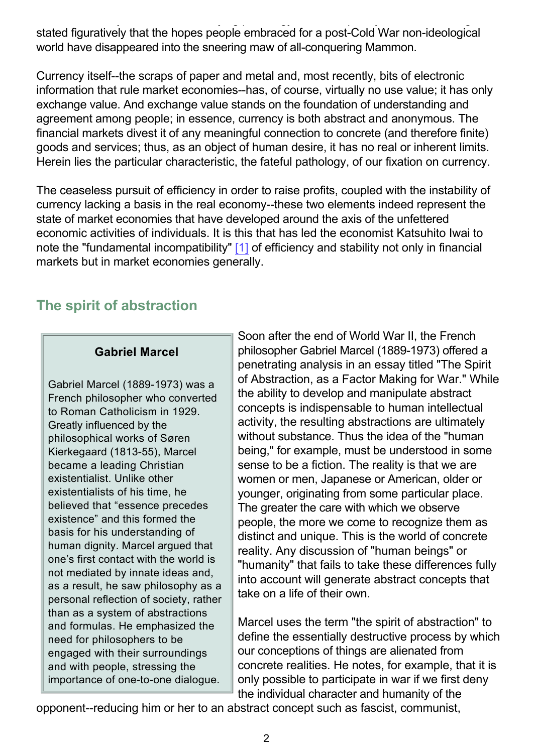stated figuratively that the hopes people embraced for a post-Cold War non-ideological world have disappeared into the sneering maw of all-conquering Mammon.

Currency itself--the scraps of paper and metal and, most recently, bits of electronic information that rule market economies--has, of course, virtually no use value; it has only exchange value. And exchange value stands on the foundation of understanding and agreement among people; in essence, currency is both abstract and anonymous. The financial markets divest it of any meaningful connection to concrete (and therefore finite) goods and services; thus, as an object of human desire, it has no real or inherent limits. Herein lies the particular characteristic, the fateful pathology, of our fixation on currency.

The ceaseless pursuit of efficiency in order to raise profits, coupled with the instability of currency lacking a basis in the real economy--these two elements indeed represent the state of market economies that have developed around the axis of the unfettered economic activities of individuals. It is this that has led the economist Katsuhito Iwai to note the "fundamental incompatibility" [1] of efficiency and stability not only in financial markets but in market economies generally.

## The spirit of abstraction

> **Gabriel Marcel**
>
> Gabriel Marcel (1889-1973) was a French philosopher who converted to Roman Catholicism in 1929. Greatly influenced by the philosophical works of Søren Kierkegaard (1813-55), Marcel became a leading Christian existentialist. Unlike other existentialists of his time, he believed that “essence precedes existence” and this formed the basis for his understanding of human dignity. Marcel argued that one’s first contact with the world is not mediated by innate ideas and, as a result, he saw philosophy as a personal reflection of society, rather than as a system of abstractions and formulas. He emphasized the need for philosophers to be engaged with their surroundings and with people, stressing the importance of one-to-one dialogue.

Soon after the end of World War II, the French philosopher Gabriel Marcel (1889-1973) offered a penetrating analysis in an essay titled "The Spirit of Abstraction, as a Factor Making for War." While the ability to develop and manipulate abstract concepts is indispensable to human intellectual activity, the resulting abstractions are ultimately without substance. Thus the idea of the "human being," for example, must be understood in some sense to be a fiction. The reality is that we are women or men, Japanese or American, older or younger, originating from some particular place. The greater the care with which we observe people, the more we come to recognize them as distinct and unique. This is the world of concrete reality. Any discussion of "human beings" or "humanity" that fails to take these differences fully into account will generate abstract concepts that take on a life of their own.

Marcel uses the term "the spirit of abstraction" to define the essentially destructive process by which our conceptions of things are alienated from concrete realities. He notes, for example, that it is only possible to participate in war if we first deny the individual character and humanity of the opponent--reducing him or her to an abstract concept such as fascist, communist,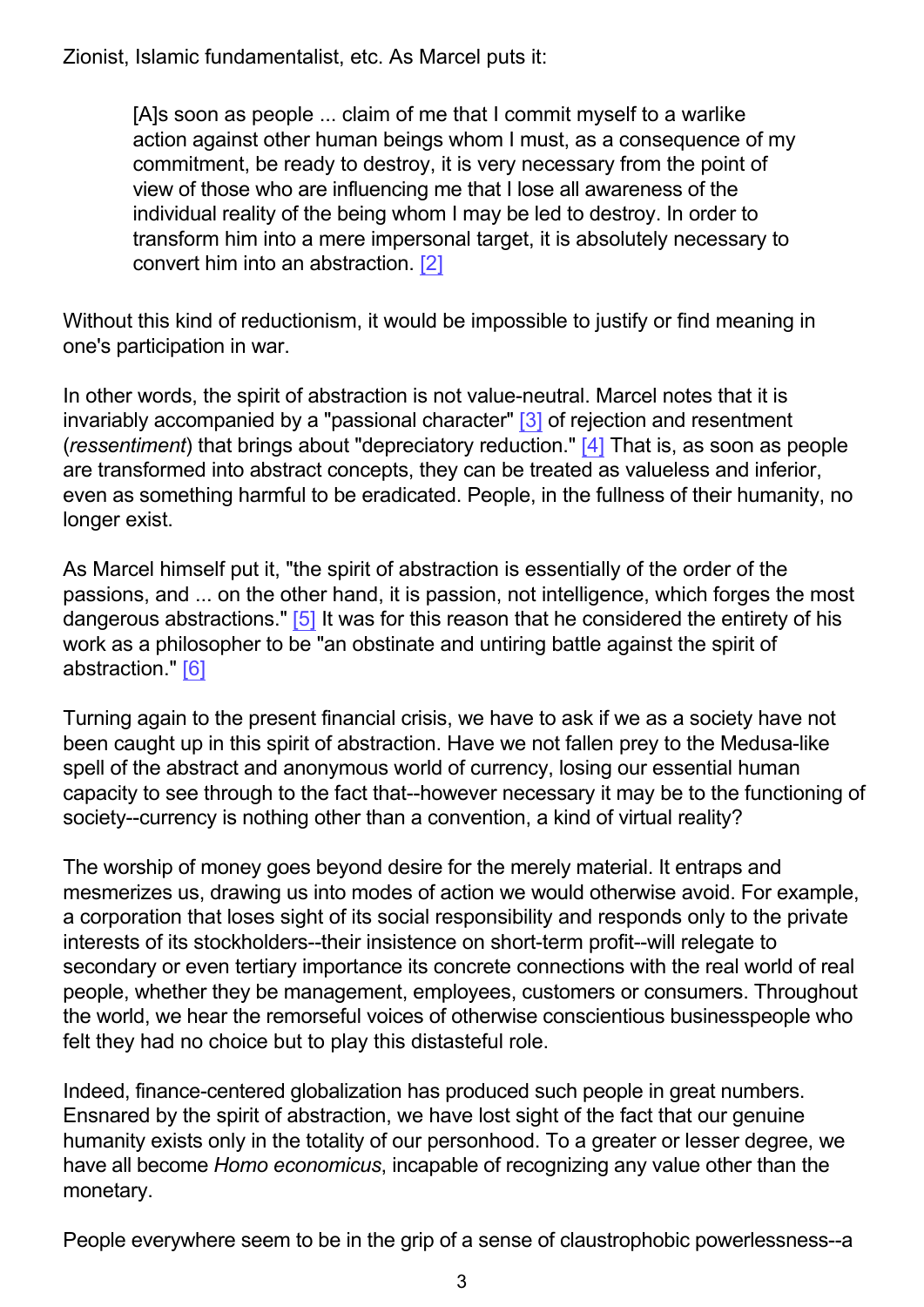Zionist, Islamic fundamentalist, etc. As Marcel puts it:

> [A]s soon as people ... claim of me that I commit myself to a warlike action against other human beings whom I must, as a consequence of my commitment, be ready to destroy, it is very necessary from the point of view of those who are influencing me that I lose all awareness of the individual reality of the being whom I may be led to destroy. In order to transform him into a mere impersonal target, it is absolutely necessary to convert him into an abstraction. [2]

Without this kind of reductionism, it would be impossible to justify or find meaning in one's participation in war.

In other words, the spirit of abstraction is not value-neutral. Marcel notes that it is invariably accompanied by a "passional character" [3] of rejection and resentment (*ressentiment*) that brings about "depreciatory reduction." [4] That is, as soon as people are transformed into abstract concepts, they can be treated as valueless and inferior, even as something harmful to be eradicated. People, in the fullness of their humanity, no longer exist.

As Marcel himself put it, "the spirit of abstraction is essentially of the order of the passions, and ... on the other hand, it is passion, not intelligence, which forges the most dangerous abstractions." [5] It was for this reason that he considered the entirety of his work as a philosopher to be "an obstinate and untiring battle against the spirit of abstraction." [6]

Turning again to the present financial crisis, we have to ask if we as a society have not been caught up in this spirit of abstraction. Have we not fallen prey to the Medusa-like spell of the abstract and anonymous world of currency, losing our essential human capacity to see through to the fact that--however necessary it may be to the functioning of society--currency is nothing other than a convention, a kind of virtual reality?

The worship of money goes beyond desire for the merely material. It entraps and mesmerizes us, drawing us into modes of action we would otherwise avoid. For example, a corporation that loses sight of its social responsibility and responds only to the private interests of its stockholders--their insistence on short-term profit--will relegate to secondary or even tertiary importance its concrete connections with the real world of real people, whether they be management, employees, customers or consumers. Throughout the world, we hear the remorseful voices of otherwise conscientious businesspeople who felt they had no choice but to play this distasteful role.

Indeed, finance-centered globalization has produced such people in great numbers. Ensnared by the spirit of abstraction, we have lost sight of the fact that our genuine humanity exists only in the totality of our personhood. To a greater or lesser degree, we have all become *Homo economicus*, incapable of recognizing any value other than the monetary.

People everywhere seem to be in the grip of a sense of claustrophobic powerlessness--a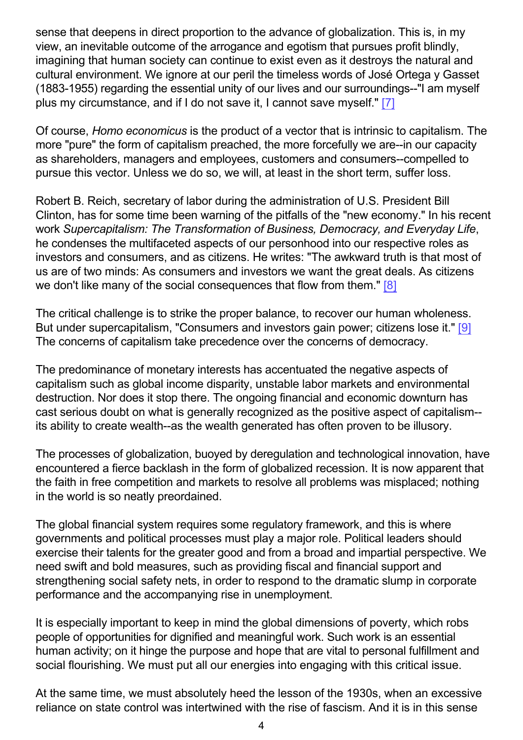sense that deepens in direct proportion to the advance of globalization. This is, in my view, an inevitable outcome of the arrogance and egotism that pursues profit blindly, imagining that human society can continue to exist even as it destroys the natural and cultural environment. We ignore at our peril the timeless words of José Ortega y Gasset (1883-1955) regarding the essential unity of our lives and our surroundings--"I am myself plus my circumstance, and if I do not save it, I cannot save myself." [7]

Of course, *Homo economicus* is the product of a vector that is intrinsic to capitalism. The more "pure" the form of capitalism preached, the more forcefully we are--in our capacity as shareholders, managers and employees, customers and consumers--compelled to pursue this vector. Unless we do so, we will, at least in the short term, suffer loss.

Robert B. Reich, secretary of labor during the administration of U.S. President Bill Clinton, has for some time been warning of the pitfalls of the "new economy." In his recent work *Supercapitalism: The Transformation of Business, Democracy, and Everyday Life*, he condenses the multifaceted aspects of our personhood into our respective roles as investors and consumers, and as citizens. He writes: "The awkward truth is that most of us are of two minds: As consumers and investors we want the great deals. As citizens we don't like many of the social consequences that flow from them." [8]

The critical challenge is to strike the proper balance, to recover our human wholeness. But under supercapitalism, "Consumers and investors gain power; citizens lose it." [9] The concerns of capitalism take precedence over the concerns of democracy.

The predominance of monetary interests has accentuated the negative aspects of capitalism such as global income disparity, unstable labor markets and environmental destruction. Nor does it stop there. The ongoing financial and economic downturn has cast serious doubt on what is generally recognized as the positive aspect of capitalism--its ability to create wealth--as the wealth generated has often proven to be illusory.

The processes of globalization, buoyed by deregulation and technological innovation, have encountered a fierce backlash in the form of globalized recession. It is now apparent that the faith in free competition and markets to resolve all problems was misplaced; nothing in the world is so neatly preordained.

The global financial system requires some regulatory framework, and this is where governments and political processes must play a major role. Political leaders should exercise their talents for the greater good and from a broad and impartial perspective. We need swift and bold measures, such as providing fiscal and financial support and strengthening social safety nets, in order to respond to the dramatic slump in corporate performance and the accompanying rise in unemployment.

It is especially important to keep in mind the global dimensions of poverty, which robs people of opportunities for dignified and meaningful work. Such work is an essential human activity; on it hinge the purpose and hope that are vital to personal fulfillment and social flourishing. We must put all our energies into engaging with this critical issue.

At the same time, we must absolutely heed the lesson of the 1930s, when an excessive reliance on state control was intertwined with the rise of fascism. And it is in this sense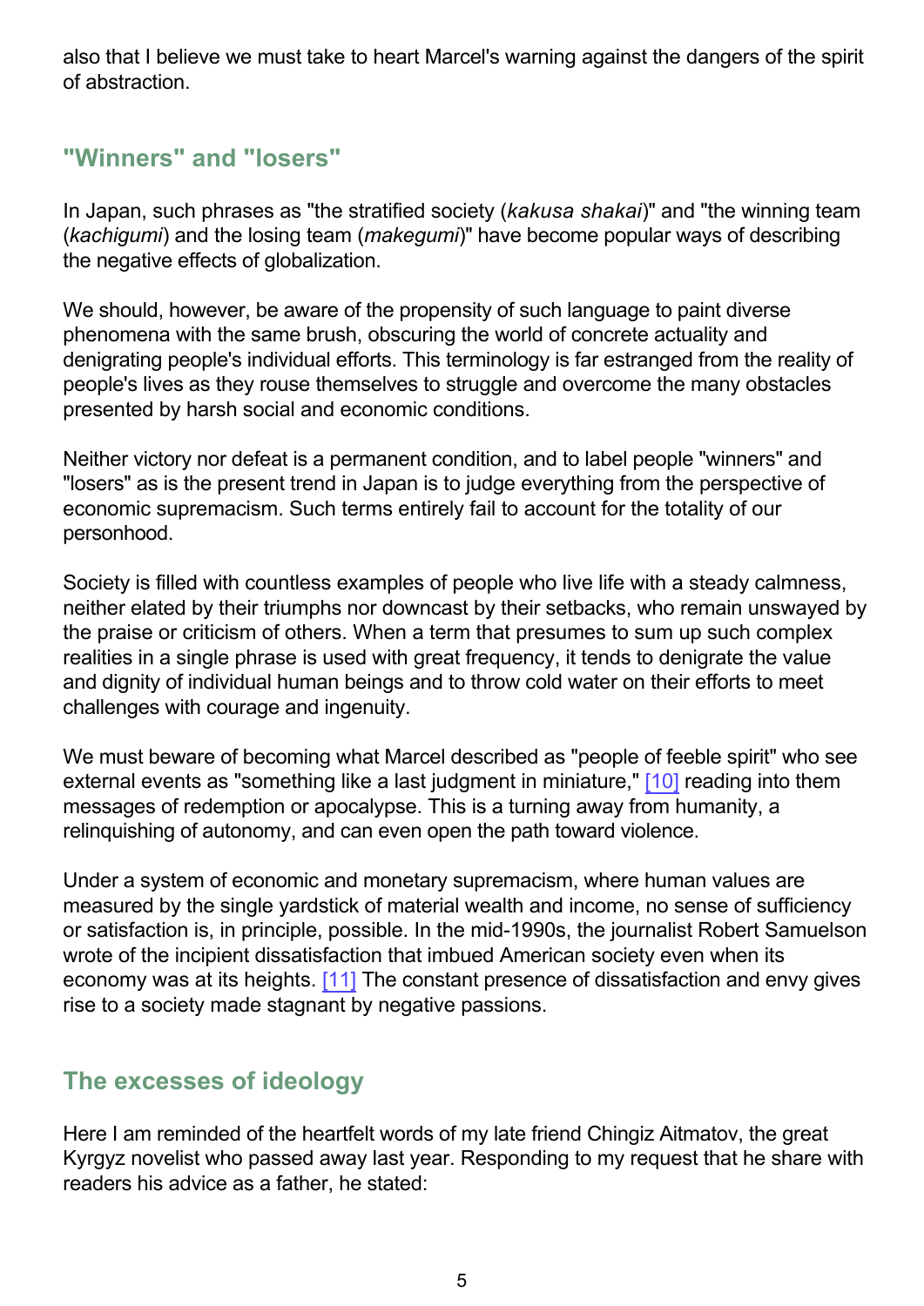also that I believe we must take to heart Marcel's warning against the dangers of the spirit of abstraction.

## "Winners" and "losers"

In Japan, such phrases as "the stratified society (*kakusa shakai*)" and "the winning team (*kachigumi*) and the losing team (*makegumi*)" have become popular ways of describing the negative effects of globalization.

We should, however, be aware of the propensity of such language to paint diverse phenomena with the same brush, obscuring the world of concrete actuality and denigrating people's individual efforts. This terminology is far estranged from the reality of people's lives as they rouse themselves to struggle and overcome the many obstacles presented by harsh social and economic conditions.

Neither victory nor defeat is a permanent condition, and to label people "winners" and "losers" as is the present trend in Japan is to judge everything from the perspective of economic supremacism. Such terms entirely fail to account for the totality of our personhood.

Society is filled with countless examples of people who live life with a steady calmness, neither elated by their triumphs nor downcast by their setbacks, who remain unswayed by the praise or criticism of others. When a term that presumes to sum up such complex realities in a single phrase is used with great frequency, it tends to denigrate the value and dignity of individual human beings and to throw cold water on their efforts to meet challenges with courage and ingenuity.

We must beware of becoming what Marcel described as "people of feeble spirit" who see external events as "something like a last judgment in miniature," [10] reading into them messages of redemption or apocalypse. This is a turning away from humanity, a relinquishing of autonomy, and can even open the path toward violence.

Under a system of economic and monetary supremacism, where human values are measured by the single yardstick of material wealth and income, no sense of sufficiency or satisfaction is, in principle, possible. In the mid-1990s, the journalist Robert Samuelson wrote of the incipient dissatisfaction that imbued American society even when its economy was at its heights. [11] The constant presence of dissatisfaction and envy gives rise to a society made stagnant by negative passions.

## The excesses of ideology

Here I am reminded of the heartfelt words of my late friend Chingiz Aitmatov, the great Kyrgyz novelist who passed away last year. Responding to my request that he share with readers his advice as a father, he stated: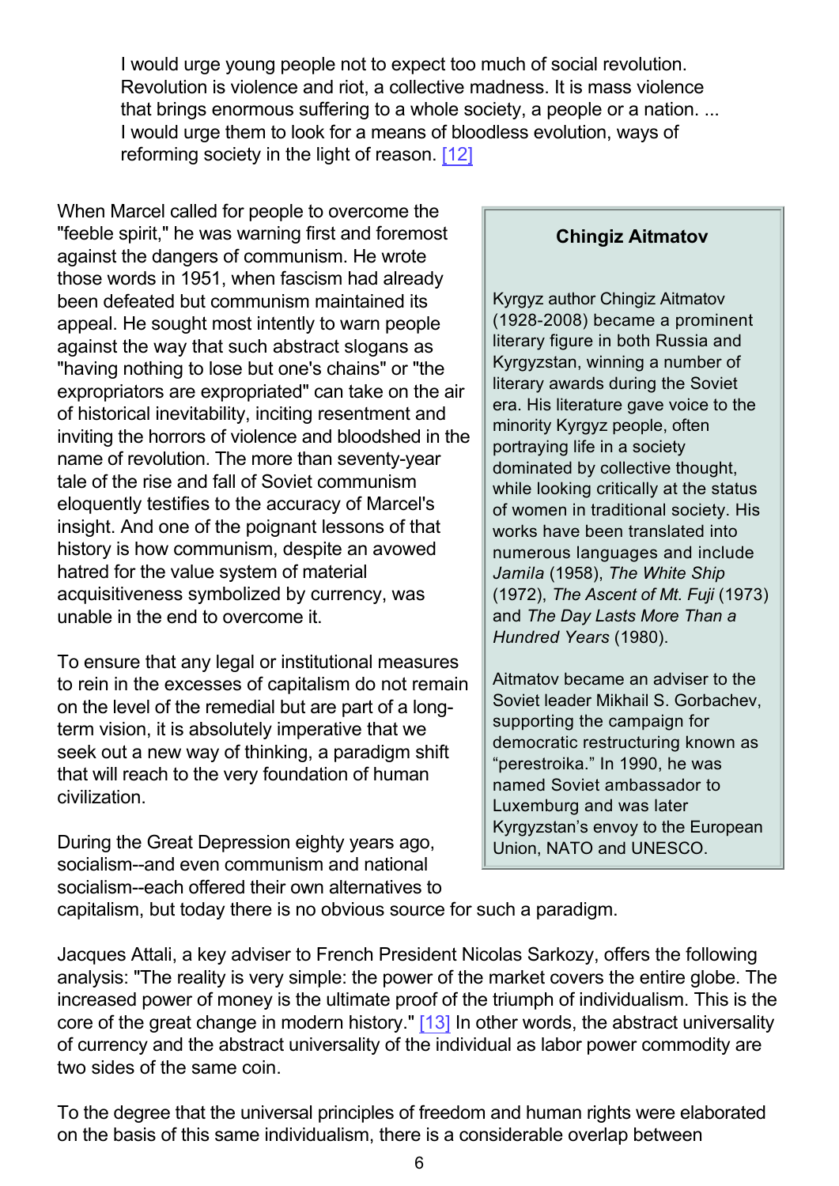> I would urge young people not to expect too much of social revolution. Revolution is violence and riot, a collective madness. It is mass violence that brings enormous suffering to a whole society, a people or a nation. ... I would urge them to look for a means of bloodless evolution, ways of reforming society in the light of reason. [12]

When Marcel called for people to overcome the "feeble spirit," he was warning first and foremost against the dangers of communism. He wrote those words in 1951, when fascism had already been defeated but communism maintained its appeal. He sought most intently to warn people against the way that such abstract slogans as "having nothing to lose but one's chains" or "the expropriators are expropriated" can take on the air of historical inevitability, inciting resentment and inviting the horrors of violence and bloodshed in the name of revolution. The more than seventy-year tale of the rise and fall of Soviet communism eloquently testifies to the accuracy of Marcel's insight. And one of the poignant lessons of that history is how communism, despite an avowed hatred for the value system of material acquisitiveness symbolized by currency, was unable in the end to overcome it.

To ensure that any legal or institutional measures to rein in the excesses of capitalism do not remain on the level of the remedial but are part of a long-term vision, it is absolutely imperative that we seek out a new way of thinking, a paradigm shift that will reach to the very foundation of human civilization.

During the Great Depression eighty years ago, socialism--and even communism and national socialism--each offered their own alternatives to capitalism, but today there is no obvious source for such a paradigm.

**Chingiz Aitmatov**

Kyrgyz author Chingiz Aitmatov (1928-2008) became a prominent literary figure in both Russia and Kyrgyzstan, winning a number of literary awards during the Soviet era. His literature gave voice to the minority Kyrgyz people, often portraying life in a society dominated by collective thought, while looking critically at the status of women in traditional society. His works have been translated into numerous languages and include *Jamila* (1958), *The White Ship* (1972), *The Ascent of Mt. Fuji* (1973) and *The Day Lasts More Than a Hundred Years* (1980).

Aitmatov became an adviser to the Soviet leader Mikhail S. Gorbachev, supporting the campaign for democratic restructuring known as "perestroika." In 1990, he was named Soviet ambassador to Luxemburg and was later Kyrgyzstan's envoy to the European Union, NATO and UNESCO.

Jacques Attali, a key adviser to French President Nicolas Sarkozy, offers the following analysis: "The reality is very simple: the power of the market covers the entire globe. The increased power of money is the ultimate proof of the triumph of individualism. This is the core of the great change in modern history." [13] In other words, the abstract universality of currency and the abstract universality of the individual as labor power commodity are two sides of the same coin.

To the degree that the universal principles of freedom and human rights were elaborated on the basis of this same individualism, there is a considerable overlap between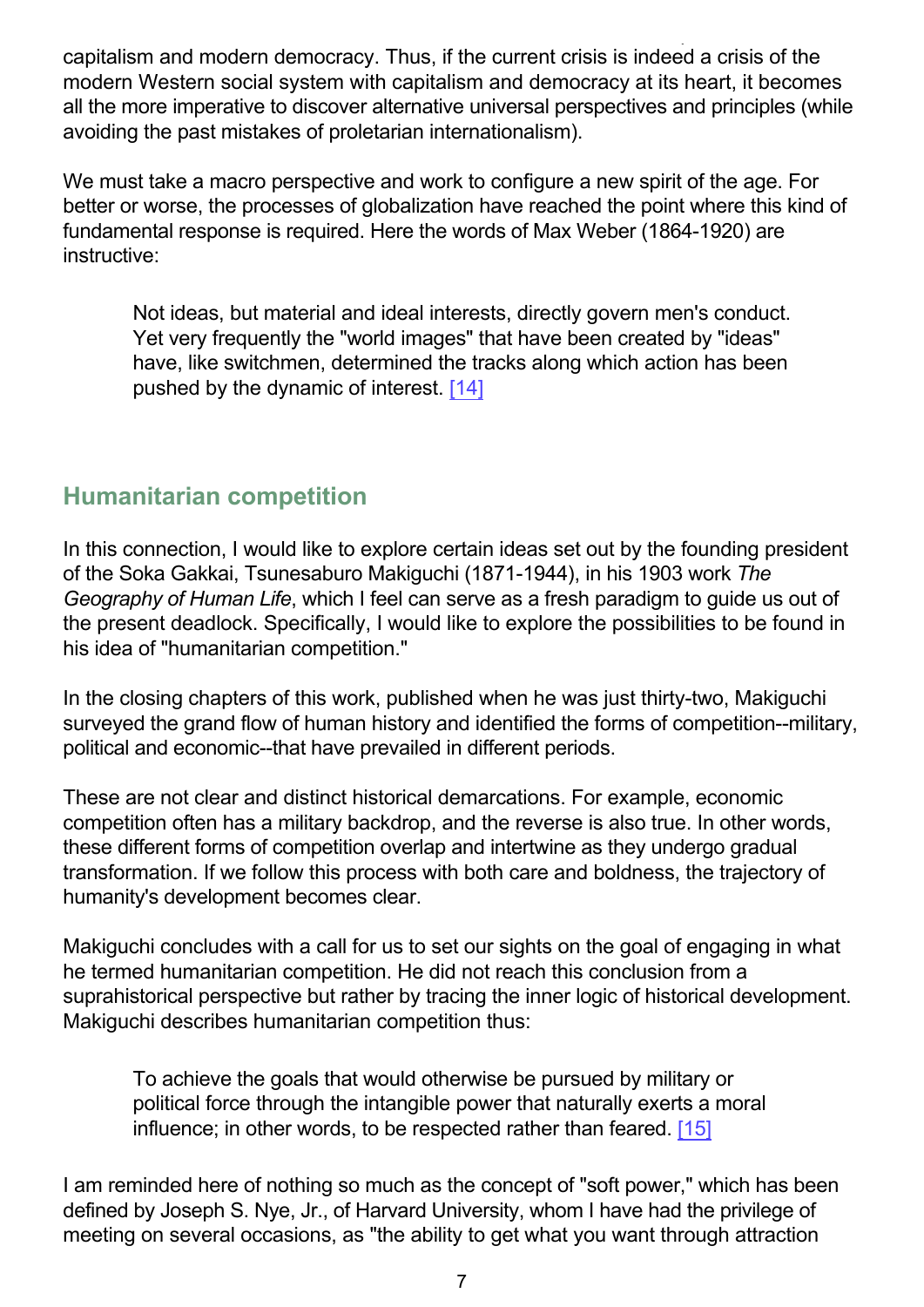capitalism and modern democracy. Thus, if the current crisis is indeed a crisis of the modern Western social system with capitalism and democracy at its heart, it becomes all the more imperative to discover alternative universal perspectives and principles (while avoiding the past mistakes of proletarian internationalism).

We must take a macro perspective and work to configure a new spirit of the age. For better or worse, the processes of globalization have reached the point where this kind of fundamental response is required. Here the words of Max Weber (1864-1920) are instructive:

> Not ideas, but material and ideal interests, directly govern men's conduct. Yet very frequently the "world images" that have been created by "ideas" have, like switchmen, determined the tracks along which action has been pushed by the dynamic of interest. [14]

## Humanitarian competition

In this connection, I would like to explore certain ideas set out by the founding president of the Soka Gakkai, Tsunesaburo Makiguchi (1871-1944), in his 1903 work *The Geography of Human Life*, which I feel can serve as a fresh paradigm to guide us out of the present deadlock. Specifically, I would like to explore the possibilities to be found in his idea of "humanitarian competition."

In the closing chapters of this work, published when he was just thirty-two, Makiguchi surveyed the grand flow of human history and identified the forms of competition--military, political and economic--that have prevailed in different periods.

These are not clear and distinct historical demarcations. For example, economic competition often has a military backdrop, and the reverse is also true. In other words, these different forms of competition overlap and intertwine as they undergo gradual transformation. If we follow this process with both care and boldness, the trajectory of humanity's development becomes clear.

Makiguchi concludes with a call for us to set our sights on the goal of engaging in what he termed humanitarian competition. He did not reach this conclusion from a suprahistorical perspective but rather by tracing the inner logic of historical development. Makiguchi describes humanitarian competition thus:

> To achieve the goals that would otherwise be pursued by military or political force through the intangible power that naturally exerts a moral influence; in other words, to be respected rather than feared. [15]

I am reminded here of nothing so much as the concept of "soft power," which has been defined by Joseph S. Nye, Jr., of Harvard University, whom I have had the privilege of meeting on several occasions, as "the ability to get what you want through attraction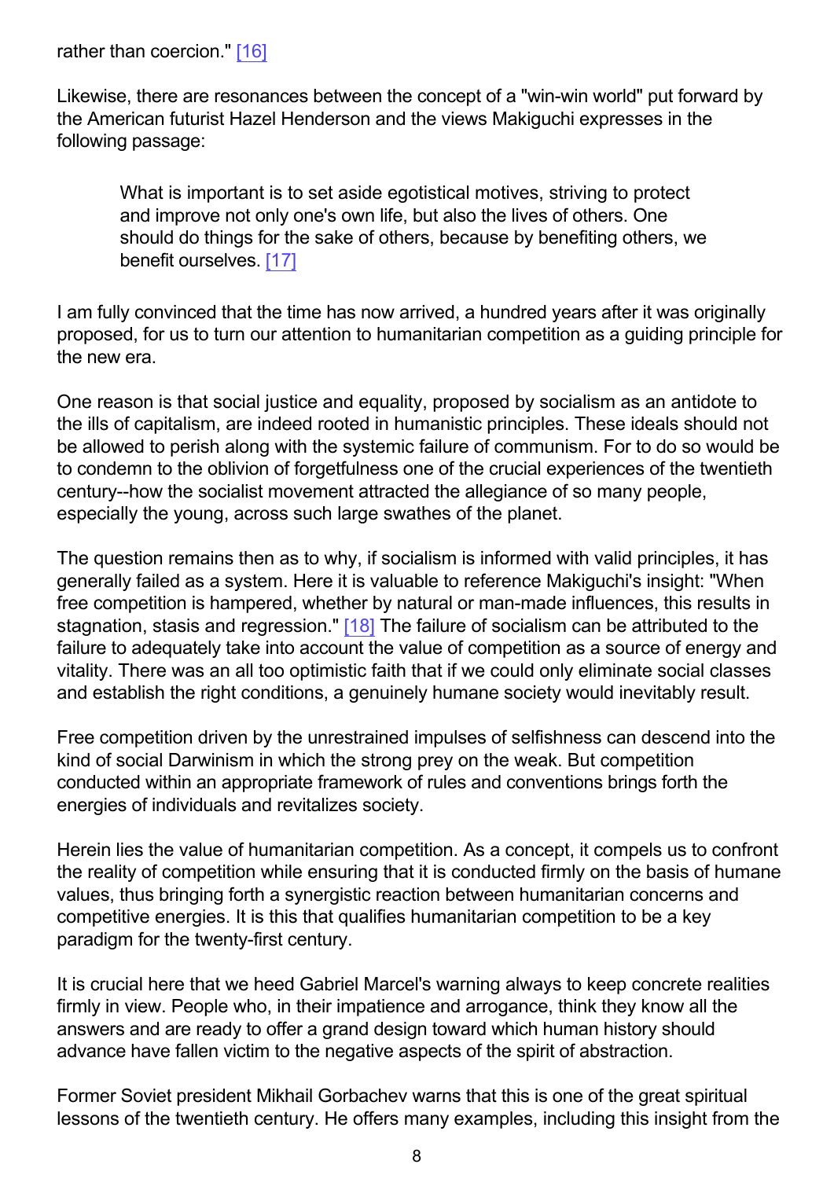rather than coercion." [16]

Likewise, there are resonances between the concept of a "win-win world" put forward by the American futurist Hazel Henderson and the views Makiguchi expresses in the following passage:

> What is important is to set aside egotistical motives, striving to protect and improve not only one's own life, but also the lives of others. One should do things for the sake of others, because by benefiting others, we benefit ourselves. [17]

I am fully convinced that the time has now arrived, a hundred years after it was originally proposed, for us to turn our attention to humanitarian competition as a guiding principle for the new era.

One reason is that social justice and equality, proposed by socialism as an antidote to the ills of capitalism, are indeed rooted in humanistic principles. These ideals should not be allowed to perish along with the systemic failure of communism. For to do so would be to condemn to the oblivion of forgetfulness one of the crucial experiences of the twentieth century--how the socialist movement attracted the allegiance of so many people, especially the young, across such large swathes of the planet.

The question remains then as to why, if socialism is informed with valid principles, it has generally failed as a system. Here it is valuable to reference Makiguchi's insight: "When free competition is hampered, whether by natural or man-made influences, this results in stagnation, stasis and regression." [18] The failure of socialism can be attributed to the failure to adequately take into account the value of competition as a source of energy and vitality. There was an all too optimistic faith that if we could only eliminate social classes and establish the right conditions, a genuinely humane society would inevitably result.

Free competition driven by the unrestrained impulses of selfishness can descend into the kind of social Darwinism in which the strong prey on the weak. But competition conducted within an appropriate framework of rules and conventions brings forth the energies of individuals and revitalizes society.

Herein lies the value of humanitarian competition. As a concept, it compels us to confront the reality of competition while ensuring that it is conducted firmly on the basis of humane values, thus bringing forth a synergistic reaction between humanitarian concerns and competitive energies. It is this that qualifies humanitarian competition to be a key paradigm for the twenty-first century.

It is crucial here that we heed Gabriel Marcel's warning always to keep concrete realities firmly in view. People who, in their impatience and arrogance, think they know all the answers and are ready to offer a grand design toward which human history should advance have fallen victim to the negative aspects of the spirit of abstraction.

Former Soviet president Mikhail Gorbachev warns that this is one of the great spiritual lessons of the twentieth century. He offers many examples, including this insight from the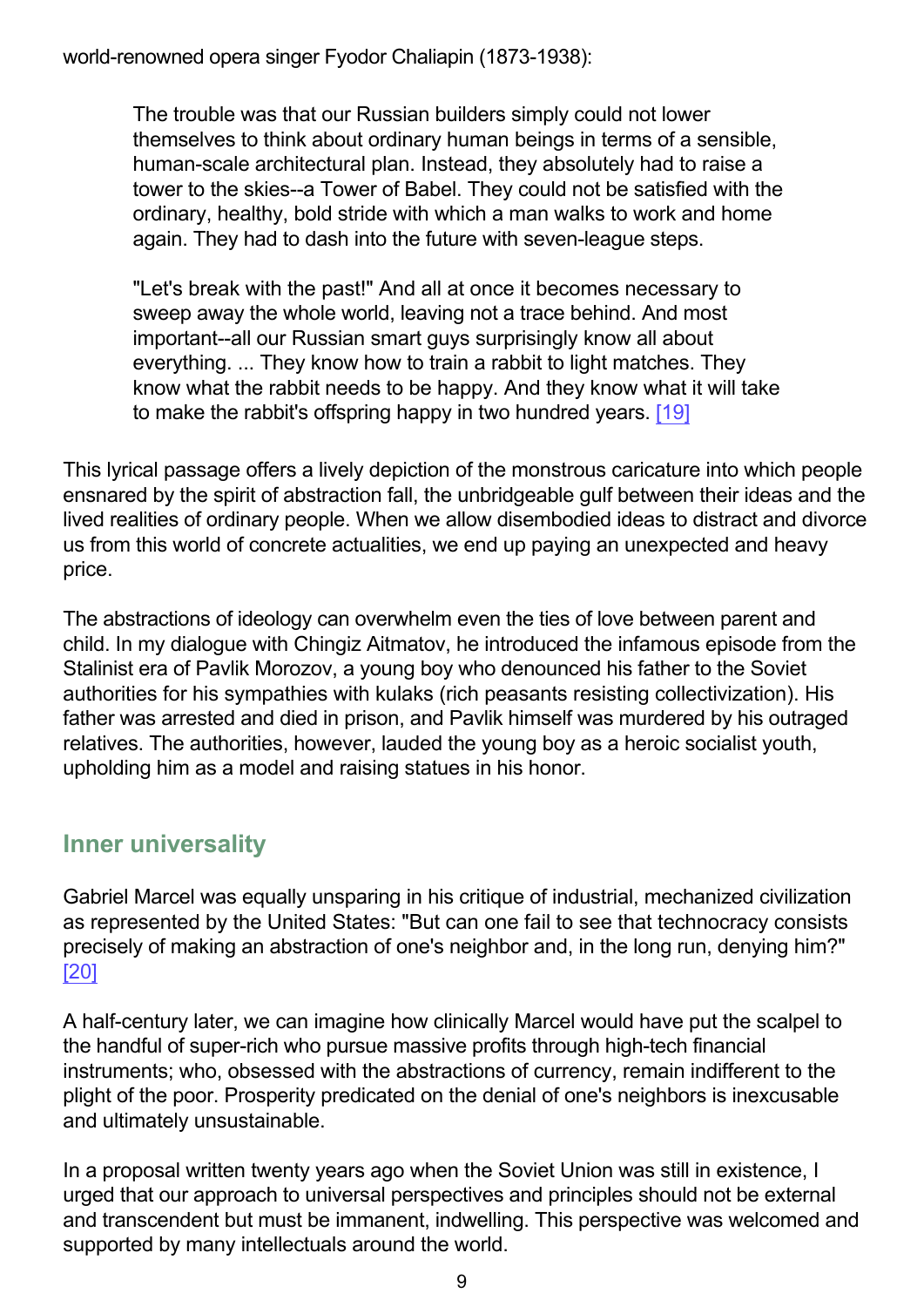world-renowned opera singer Fyodor Chaliapin (1873-1938):

> The trouble was that our Russian builders simply could not lower themselves to think about ordinary human beings in terms of a sensible, human-scale architectural plan. Instead, they absolutely had to raise a tower to the skies--a Tower of Babel. They could not be satisfied with the ordinary, healthy, bold stride with which a man walks to work and home again. They had to dash into the future with seven-league steps.
>
> "Let's break with the past!" And all at once it becomes necessary to sweep away the whole world, leaving not a trace behind. And most important--all our Russian smart guys surprisingly know all about everything. ... They know how to train a rabbit to light matches. They know what the rabbit needs to be happy. And they know what it will take to make the rabbit's offspring happy in two hundred years. [19]

This lyrical passage offers a lively depiction of the monstrous caricature into which people ensnared by the spirit of abstraction fall, the unbridgeable gulf between their ideas and the lived realities of ordinary people. When we allow disembodied ideas to distract and divorce us from this world of concrete actualities, we end up paying an unexpected and heavy price.

The abstractions of ideology can overwhelm even the ties of love between parent and child. In my dialogue with Chingiz Aitmatov, he introduced the infamous episode from the Stalinist era of Pavlik Morozov, a young boy who denounced his father to the Soviet authorities for his sympathies with kulaks (rich peasants resisting collectivization). His father was arrested and died in prison, and Pavlik himself was murdered by his outraged relatives. The authorities, however, lauded the young boy as a heroic socialist youth, upholding him as a model and raising statues in his honor.

## Inner universality

Gabriel Marcel was equally unsparing in his critique of industrial, mechanized civilization as represented by the United States: "But can one fail to see that technocracy consists precisely of making an abstraction of one's neighbor and, in the long run, denying him?" [20]

A half-century later, we can imagine how clinically Marcel would have put the scalpel to the handful of super-rich who pursue massive profits through high-tech financial instruments; who, obsessed with the abstractions of currency, remain indifferent to the plight of the poor. Prosperity predicated on the denial of one's neighbors is inexcusable and ultimately unsustainable.

In a proposal written twenty years ago when the Soviet Union was still in existence, I urged that our approach to universal perspectives and principles should not be external and transcendent but must be immanent, indwelling. This perspective was welcomed and supported by many intellectuals around the world.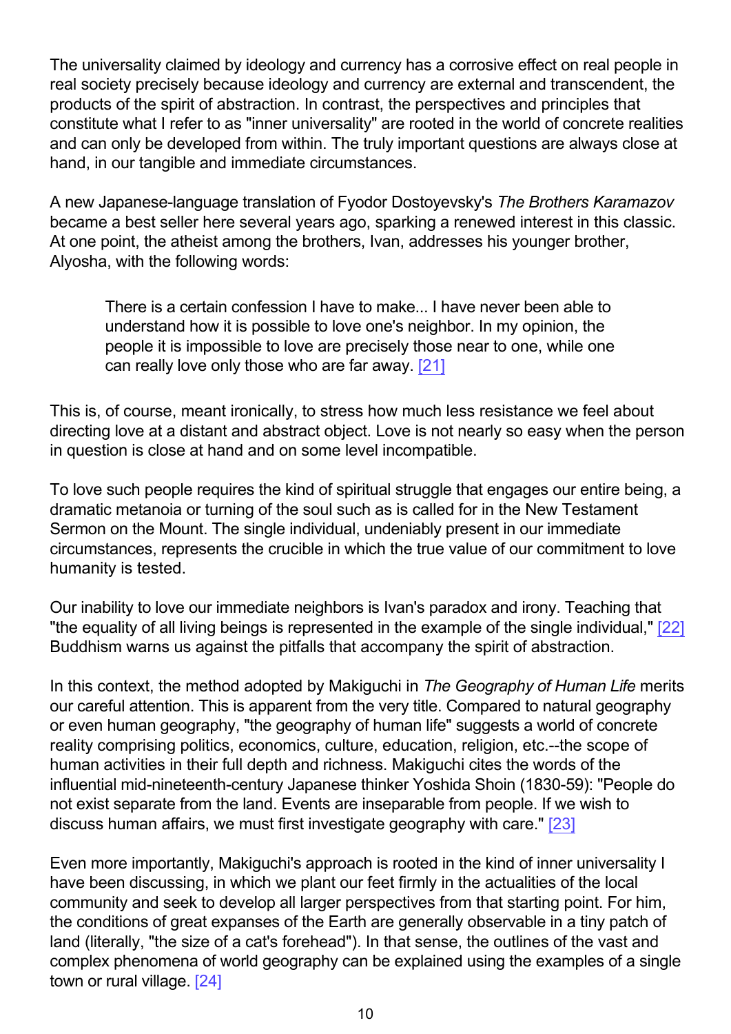The universality claimed by ideology and currency has a corrosive effect on real people in real society precisely because ideology and currency are external and transcendent, the products of the spirit of abstraction. In contrast, the perspectives and principles that constitute what I refer to as "inner universality" are rooted in the world of concrete realities and can only be developed from within. The truly important questions are always close at hand, in our tangible and immediate circumstances.

A new Japanese-language translation of Fyodor Dostoyevsky's *The Brothers Karamazov* became a best seller here several years ago, sparking a renewed interest in this classic. At one point, the atheist among the brothers, Ivan, addresses his younger brother, Alyosha, with the following words:

> There is a certain confession I have to make... I have never been able to understand how it is possible to love one's neighbor. In my opinion, the people it is impossible to love are precisely those near to one, while one can really love only those who are far away. [21]

This is, of course, meant ironically, to stress how much less resistance we feel about directing love at a distant and abstract object. Love is not nearly so easy when the person in question is close at hand and on some level incompatible.

To love such people requires the kind of spiritual struggle that engages our entire being, a dramatic metanoia or turning of the soul such as is called for in the New Testament Sermon on the Mount. The single individual, undeniably present in our immediate circumstances, represents the crucible in which the true value of our commitment to love humanity is tested.

Our inability to love our immediate neighbors is Ivan's paradox and irony. Teaching that "the equality of all living beings is represented in the example of the single individual," [22] Buddhism warns us against the pitfalls that accompany the spirit of abstraction.

In this context, the method adopted by Makiguchi in *The Geography of Human Life* merits our careful attention. This is apparent from the very title. Compared to natural geography or even human geography, "the geography of human life" suggests a world of concrete reality comprising politics, economics, culture, education, religion, etc.--the scope of human activities in their full depth and richness. Makiguchi cites the words of the influential mid-nineteenth-century Japanese thinker Yoshida Shoin (1830-59): "People do not exist separate from the land. Events are inseparable from people. If we wish to discuss human affairs, we must first investigate geography with care." [23]

Even more importantly, Makiguchi's approach is rooted in the kind of inner universality I have been discussing, in which we plant our feet firmly in the actualities of the local community and seek to develop all larger perspectives from that starting point. For him, the conditions of great expanses of the Earth are generally observable in a tiny patch of land (literally, "the size of a cat's forehead"). In that sense, the outlines of the vast and complex phenomena of world geography can be explained using the examples of a single town or rural village. [24]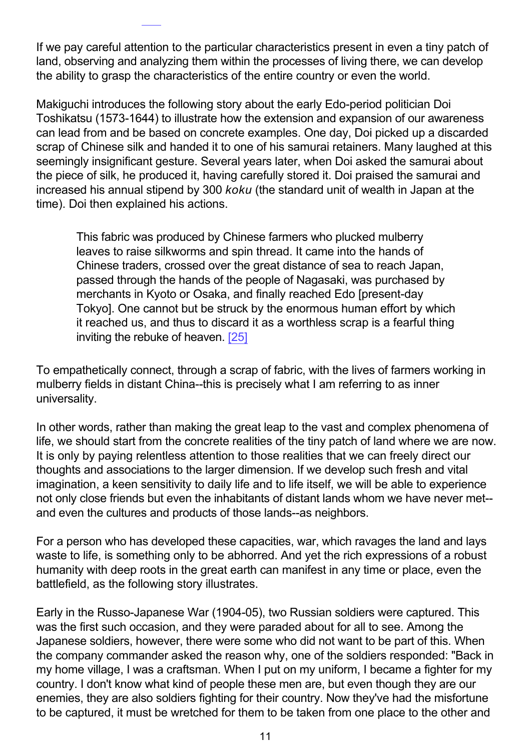If we pay careful attention to the particular characteristics present in even a tiny patch of land, observing and analyzing them within the processes of living there, we can develop the ability to grasp the characteristics of the entire country or even the world.

Makiguchi introduces the following story about the early Edo-period politician Doi Toshikatsu (1573-1644) to illustrate how the extension and expansion of our awareness can lead from and be based on concrete examples. One day, Doi picked up a discarded scrap of Chinese silk and handed it to one of his samurai retainers. Many laughed at this seemingly insignificant gesture. Several years later, when Doi asked the samurai about the piece of silk, he produced it, having carefully stored it. Doi praised the samurai and increased his annual stipend by 300 *koku* (the standard unit of wealth in Japan at the time). Doi then explained his actions.

> This fabric was produced by Chinese farmers who plucked mulberry leaves to raise silkworms and spin thread. It came into the hands of Chinese traders, crossed over the great distance of sea to reach Japan, passed through the hands of the people of Nagasaki, was purchased by merchants in Kyoto or Osaka, and finally reached Edo [present-day Tokyo]. One cannot but be struck by the enormous human effort by which it reached us, and thus to discard it as a worthless scrap is a fearful thing inviting the rebuke of heaven. [25]

To empathetically connect, through a scrap of fabric, with the lives of farmers working in mulberry fields in distant China--this is precisely what I am referring to as inner universality.

In other words, rather than making the great leap to the vast and complex phenomena of life, we should start from the concrete realities of the tiny patch of land where we are now. It is only by paying relentless attention to those realities that we can freely direct our thoughts and associations to the larger dimension. If we develop such fresh and vital imagination, a keen sensitivity to daily life and to life itself, we will be able to experience not only close friends but even the inhabitants of distant lands whom we have never met--and even the cultures and products of those lands--as neighbors.

For a person who has developed these capacities, war, which ravages the land and lays waste to life, is something only to be abhorred. And yet the rich expressions of a robust humanity with deep roots in the great earth can manifest in any time or place, even the battlefield, as the following story illustrates.

Early in the Russo-Japanese War (1904-05), two Russian soldiers were captured. This was the first such occasion, and they were paraded about for all to see. Among the Japanese soldiers, however, there were some who did not want to be part of this. When the company commander asked the reason why, one of the soldiers responded: "Back in my home village, I was a craftsman. When I put on my uniform, I became a fighter for my country. I don't know what kind of people these men are, but even though they are our enemies, they are also soldiers fighting for their country. Now they've had the misfortune to be captured, it must be wretched for them to be taken from one place to the other and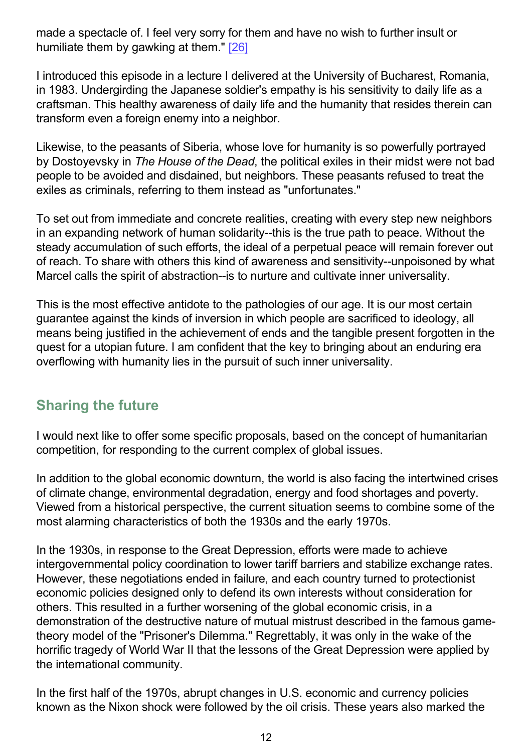made a spectacle of. I feel very sorry for them and have no wish to further insult or humiliate them by gawking at them." [26]

I introduced this episode in a lecture I delivered at the University of Bucharest, Romania, in 1983. Undergirding the Japanese soldier's empathy is his sensitivity to daily life as a craftsman. This healthy awareness of daily life and the humanity that resides therein can transform even a foreign enemy into a neighbor.

Likewise, to the peasants of Siberia, whose love for humanity is so powerfully portrayed by Dostoyevsky in *The House of the Dead*, the political exiles in their midst were not bad people to be avoided and disdained, but neighbors. These peasants refused to treat the exiles as criminals, referring to them instead as "unfortunates."

To set out from immediate and concrete realities, creating with every step new neighbors in an expanding network of human solidarity--this is the true path to peace. Without the steady accumulation of such efforts, the ideal of a perpetual peace will remain forever out of reach. To share with others this kind of awareness and sensitivity--unpoisoned by what Marcel calls the spirit of abstraction--is to nurture and cultivate inner universality.

This is the most effective antidote to the pathologies of our age. It is our most certain guarantee against the kinds of inversion in which people are sacrificed to ideology, all means being justified in the achievement of ends and the tangible present forgotten in the quest for a utopian future. I am confident that the key to bringing about an enduring era overflowing with humanity lies in the pursuit of such inner universality.

## Sharing the future

I would next like to offer some specific proposals, based on the concept of humanitarian competition, for responding to the current complex of global issues.

In addition to the global economic downturn, the world is also facing the intertwined crises of climate change, environmental degradation, energy and food shortages and poverty. Viewed from a historical perspective, the current situation seems to combine some of the most alarming characteristics of both the 1930s and the early 1970s.

In the 1930s, in response to the Great Depression, efforts were made to achieve intergovernmental policy coordination to lower tariff barriers and stabilize exchange rates. However, these negotiations ended in failure, and each country turned to protectionist economic policies designed only to defend its own interests without consideration for others. This resulted in a further worsening of the global economic crisis, in a demonstration of the destructive nature of mutual mistrust described in the famous game-theory model of the "Prisoner's Dilemma." Regrettably, it was only in the wake of the horrific tragedy of World War II that the lessons of the Great Depression were applied by the international community.

In the first half of the 1970s, abrupt changes in U.S. economic and currency policies known as the Nixon shock were followed by the oil crisis. These years also marked the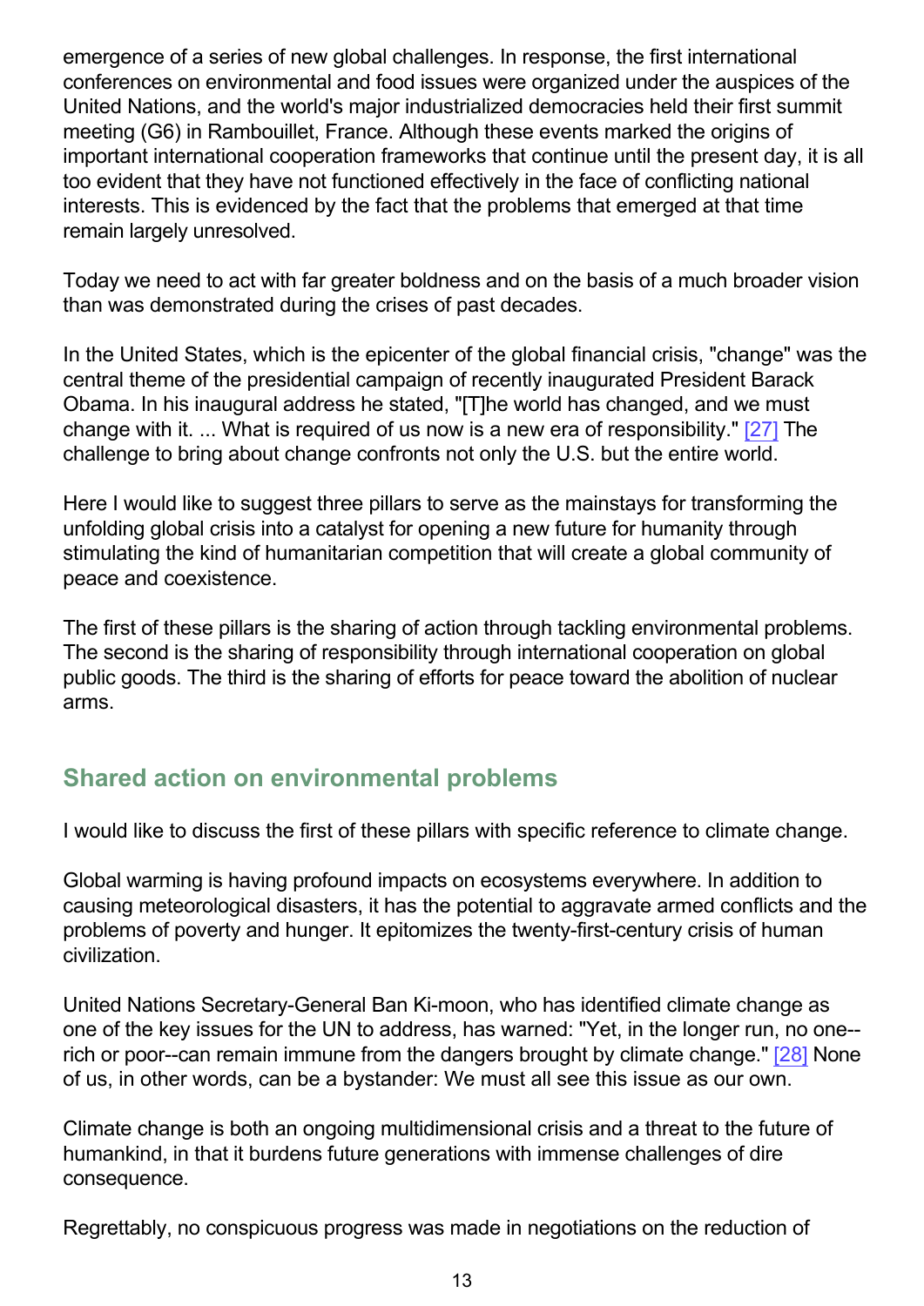emergence of a series of new global challenges. In response, the first international conferences on environmental and food issues were organized under the auspices of the United Nations, and the world's major industrialized democracies held their first summit meeting (G6) in Rambouillet, France. Although these events marked the origins of important international cooperation frameworks that continue until the present day, it is all too evident that they have not functioned effectively in the face of conflicting national interests. This is evidenced by the fact that the problems that emerged at that time remain largely unresolved.

Today we need to act with far greater boldness and on the basis of a much broader vision than was demonstrated during the crises of past decades.

In the United States, which is the epicenter of the global financial crisis, "change" was the central theme of the presidential campaign of recently inaugurated President Barack Obama. In his inaugural address he stated, "[T]he world has changed, and we must change with it. ... What is required of us now is a new era of responsibility." [27] The challenge to bring about change confronts not only the U.S. but the entire world.

Here I would like to suggest three pillars to serve as the mainstays for transforming the unfolding global crisis into a catalyst for opening a new future for humanity through stimulating the kind of humanitarian competition that will create a global community of peace and coexistence.

The first of these pillars is the sharing of action through tackling environmental problems. The second is the sharing of responsibility through international cooperation on global public goods. The third is the sharing of efforts for peace toward the abolition of nuclear arms.

## Shared action on environmental problems

I would like to discuss the first of these pillars with specific reference to climate change.

Global warming is having profound impacts on ecosystems everywhere. In addition to causing meteorological disasters, it has the potential to aggravate armed conflicts and the problems of poverty and hunger. It epitomizes the twenty-first-century crisis of human civilization.

United Nations Secretary-General Ban Ki-moon, who has identified climate change as one of the key issues for the UN to address, has warned: "Yet, in the longer run, no one--rich or poor--can remain immune from the dangers brought by climate change." [28] None of us, in other words, can be a bystander: We must all see this issue as our own.

Climate change is both an ongoing multidimensional crisis and a threat to the future of humankind, in that it burdens future generations with immense challenges of dire consequence.

Regrettably, no conspicuous progress was made in negotiations on the reduction of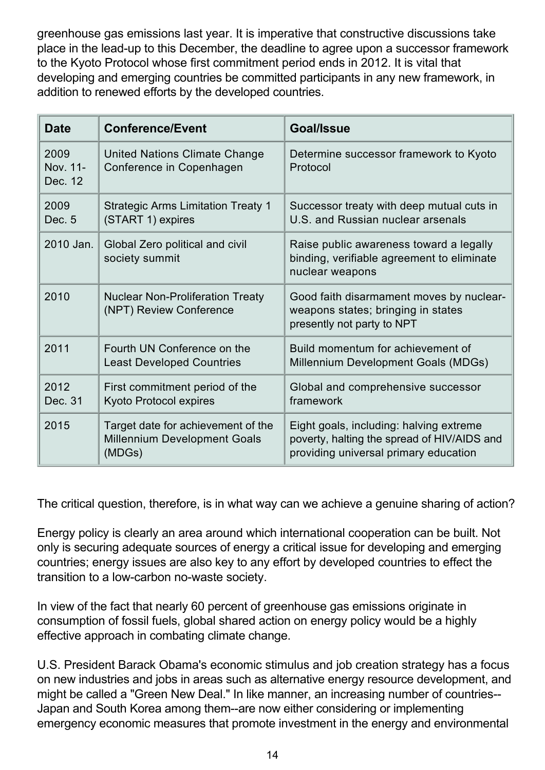greenhouse gas emissions last year. It is imperative that constructive discussions take place in the lead-up to this December, the deadline to agree upon a successor framework to the Kyoto Protocol whose first commitment period ends in 2012. It is vital that developing and emerging countries be committed participants in any new framework, in addition to renewed efforts by the developed countries.

| Date | Conference/Event | Goal/Issue |
|---|---|---|
| 2009 Nov. 11-Dec. 12 | United Nations Climate Change Conference in Copenhagen | Determine successor framework to Kyoto Protocol |
| 2009 Dec. 5 | Strategic Arms Limitation Treaty 1 (START 1) expires | Successor treaty with deep mutual cuts in U.S. and Russian nuclear arsenals |
| 2010 Jan. | Global Zero political and civil society summit | Raise public awareness toward a legally binding, verifiable agreement to eliminate nuclear weapons |
| 2010 | Nuclear Non-Proliferation Treaty (NPT) Review Conference | Good faith disarmament moves by nuclear-weapons states; bringing in states presently not party to NPT |
| 2011 | Fourth UN Conference on the Least Developed Countries | Build momentum for achievement of Millennium Development Goals (MDGs) |
| 2012 Dec. 31 | First commitment period of the Kyoto Protocol expires | Global and comprehensive successor framework |
| 2015 | Target date for achievement of the Millennium Development Goals (MDGs) | Eight goals, including: halving extreme poverty, halting the spread of HIV/AIDS and providing universal primary education |

The critical question, therefore, is in what way can we achieve a genuine sharing of action?

Energy policy is clearly an area around which international cooperation can be built. Not only is securing adequate sources of energy a critical issue for developing and emerging countries; energy issues are also key to any effort by developed countries to effect the transition to a low-carbon no-waste society.

In view of the fact that nearly 60 percent of greenhouse gas emissions originate in consumption of fossil fuels, global shared action on energy policy would be a highly effective approach in combating climate change.

U.S. President Barack Obama's economic stimulus and job creation strategy has a focus on new industries and jobs in areas such as alternative energy resource development, and might be called a "Green New Deal." In like manner, an increasing number of countries--Japan and South Korea among them--are now either considering or implementing emergency economic measures that promote investment in the energy and environmental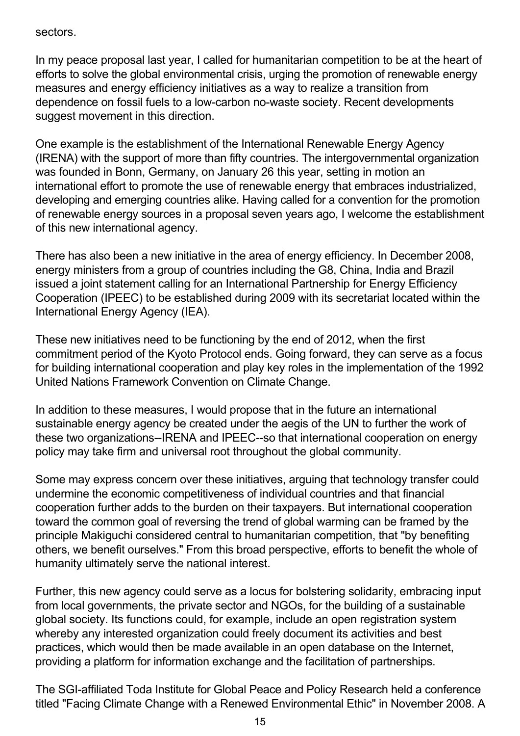sectors.

In my peace proposal last year, I called for humanitarian competition to be at the heart of efforts to solve the global environmental crisis, urging the promotion of renewable energy measures and energy efficiency initiatives as a way to realize a transition from dependence on fossil fuels to a low-carbon no-waste society. Recent developments suggest movement in this direction.

One example is the establishment of the International Renewable Energy Agency (IRENA) with the support of more than fifty countries. The intergovernmental organization was founded in Bonn, Germany, on January 26 this year, setting in motion an international effort to promote the use of renewable energy that embraces industrialized, developing and emerging countries alike. Having called for a convention for the promotion of renewable energy sources in a proposal seven years ago, I welcome the establishment of this new international agency.

There has also been a new initiative in the area of energy efficiency. In December 2008, energy ministers from a group of countries including the G8, China, India and Brazil issued a joint statement calling for an International Partnership for Energy Efficiency Cooperation (IPEEC) to be established during 2009 with its secretariat located within the International Energy Agency (IEA).

These new initiatives need to be functioning by the end of 2012, when the first commitment period of the Kyoto Protocol ends. Going forward, they can serve as a focus for building international cooperation and play key roles in the implementation of the 1992 United Nations Framework Convention on Climate Change.

In addition to these measures, I would propose that in the future an international sustainable energy agency be created under the aegis of the UN to further the work of these two organizations--IRENA and IPEEC--so that international cooperation on energy policy may take firm and universal root throughout the global community.

Some may express concern over these initiatives, arguing that technology transfer could undermine the economic competitiveness of individual countries and that financial cooperation further adds to the burden on their taxpayers. But international cooperation toward the common goal of reversing the trend of global warming can be framed by the principle Makiguchi considered central to humanitarian competition, that "by benefiting others, we benefit ourselves." From this broad perspective, efforts to benefit the whole of humanity ultimately serve the national interest.

Further, this new agency could serve as a locus for bolstering solidarity, embracing input from local governments, the private sector and NGOs, for the building of a sustainable global society. Its functions could, for example, include an open registration system whereby any interested organization could freely document its activities and best practices, which would then be made available in an open database on the Internet, providing a platform for information exchange and the facilitation of partnerships.

The SGI-affiliated Toda Institute for Global Peace and Policy Research held a conference titled "Facing Climate Change with a Renewed Environmental Ethic" in November 2008. A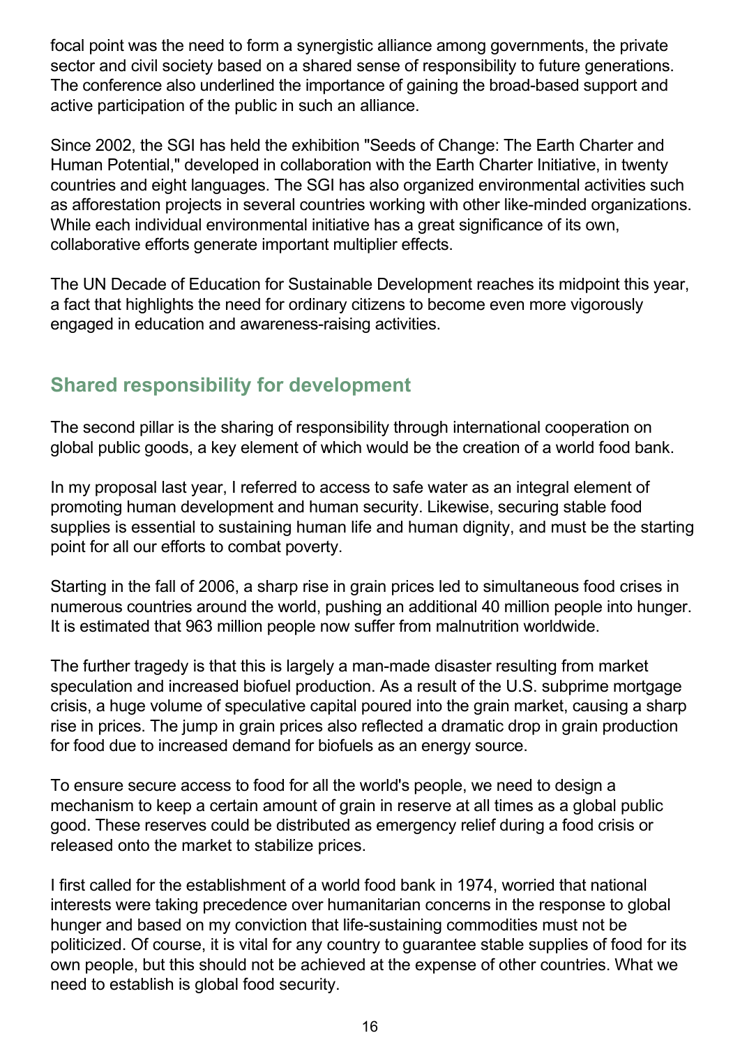focal point was the need to form a synergistic alliance among governments, the private sector and civil society based on a shared sense of responsibility to future generations. The conference also underlined the importance of gaining the broad-based support and active participation of the public in such an alliance.

Since 2002, the SGI has held the exhibition "Seeds of Change: The Earth Charter and Human Potential," developed in collaboration with the Earth Charter Initiative, in twenty countries and eight languages. The SGI has also organized environmental activities such as afforestation projects in several countries working with other like-minded organizations. While each individual environmental initiative has a great significance of its own, collaborative efforts generate important multiplier effects.

The UN Decade of Education for Sustainable Development reaches its midpoint this year, a fact that highlights the need for ordinary citizens to become even more vigorously engaged in education and awareness-raising activities.

## Shared responsibility for development

The second pillar is the sharing of responsibility through international cooperation on global public goods, a key element of which would be the creation of a world food bank.

In my proposal last year, I referred to access to safe water as an integral element of promoting human development and human security. Likewise, securing stable food supplies is essential to sustaining human life and human dignity, and must be the starting point for all our efforts to combat poverty.

Starting in the fall of 2006, a sharp rise in grain prices led to simultaneous food crises in numerous countries around the world, pushing an additional 40 million people into hunger. It is estimated that 963 million people now suffer from malnutrition worldwide.

The further tragedy is that this is largely a man-made disaster resulting from market speculation and increased biofuel production. As a result of the U.S. subprime mortgage crisis, a huge volume of speculative capital poured into the grain market, causing a sharp rise in prices. The jump in grain prices also reflected a dramatic drop in grain production for food due to increased demand for biofuels as an energy source.

To ensure secure access to food for all the world's people, we need to design a mechanism to keep a certain amount of grain in reserve at all times as a global public good. These reserves could be distributed as emergency relief during a food crisis or released onto the market to stabilize prices.

I first called for the establishment of a world food bank in 1974, worried that national interests were taking precedence over humanitarian concerns in the response to global hunger and based on my conviction that life-sustaining commodities must not be politicized. Of course, it is vital for any country to guarantee stable supplies of food for its own people, but this should not be achieved at the expense of other countries. What we need to establish is global food security.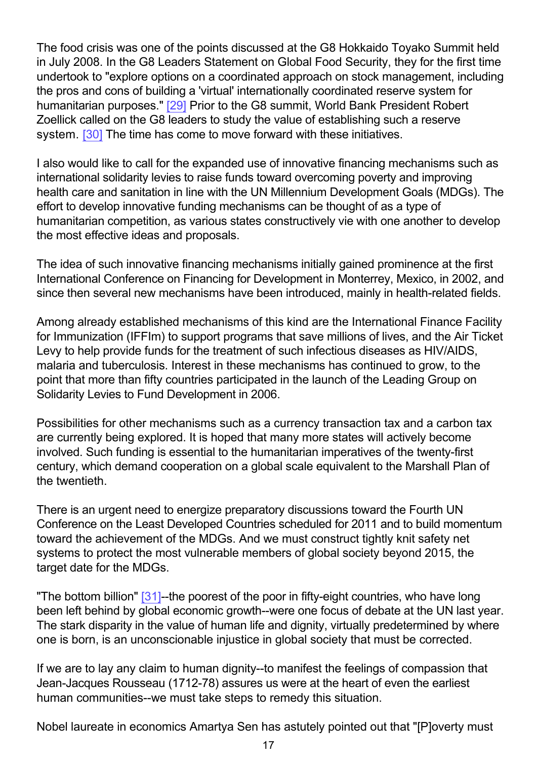The food crisis was one of the points discussed at the G8 Hokkaido Toyako Summit held in July 2008. In the G8 Leaders Statement on Global Food Security, they for the first time undertook to "explore options on a coordinated approach on stock management, including the pros and cons of building a 'virtual' internationally coordinated reserve system for humanitarian purposes." [29] Prior to the G8 summit, World Bank President Robert Zoellick called on the G8 leaders to study the value of establishing such a reserve system. [30] The time has come to move forward with these initiatives.

I also would like to call for the expanded use of innovative financing mechanisms such as international solidarity levies to raise funds toward overcoming poverty and improving health care and sanitation in line with the UN Millennium Development Goals (MDGs). The effort to develop innovative funding mechanisms can be thought of as a type of humanitarian competition, as various states constructively vie with one another to develop the most effective ideas and proposals.

The idea of such innovative financing mechanisms initially gained prominence at the first International Conference on Financing for Development in Monterrey, Mexico, in 2002, and since then several new mechanisms have been introduced, mainly in health-related fields.

Among already established mechanisms of this kind are the International Finance Facility for Immunization (IFFIm) to support programs that save millions of lives, and the Air Ticket Levy to help provide funds for the treatment of such infectious diseases as HIV/AIDS, malaria and tuberculosis. Interest in these mechanisms has continued to grow, to the point that more than fifty countries participated in the launch of the Leading Group on Solidarity Levies to Fund Development in 2006.

Possibilities for other mechanisms such as a currency transaction tax and a carbon tax are currently being explored. It is hoped that many more states will actively become involved. Such funding is essential to the humanitarian imperatives of the twenty-first century, which demand cooperation on a global scale equivalent to the Marshall Plan of the twentieth.

There is an urgent need to energize preparatory discussions toward the Fourth UN Conference on the Least Developed Countries scheduled for 2011 and to build momentum toward the achievement of the MDGs. And we must construct tightly knit safety net systems to protect the most vulnerable members of global society beyond 2015, the target date for the MDGs.

"The bottom billion" [31]--the poorest of the poor in fifty-eight countries, who have long been left behind by global economic growth--were one focus of debate at the UN last year. The stark disparity in the value of human life and dignity, virtually predetermined by where one is born, is an unconscionable injustice in global society that must be corrected.

If we are to lay any claim to human dignity--to manifest the feelings of compassion that Jean-Jacques Rousseau (1712-78) assures us were at the heart of even the earliest human communities--we must take steps to remedy this situation.

Nobel laureate in economics Amartya Sen has astutely pointed out that "[P]overty must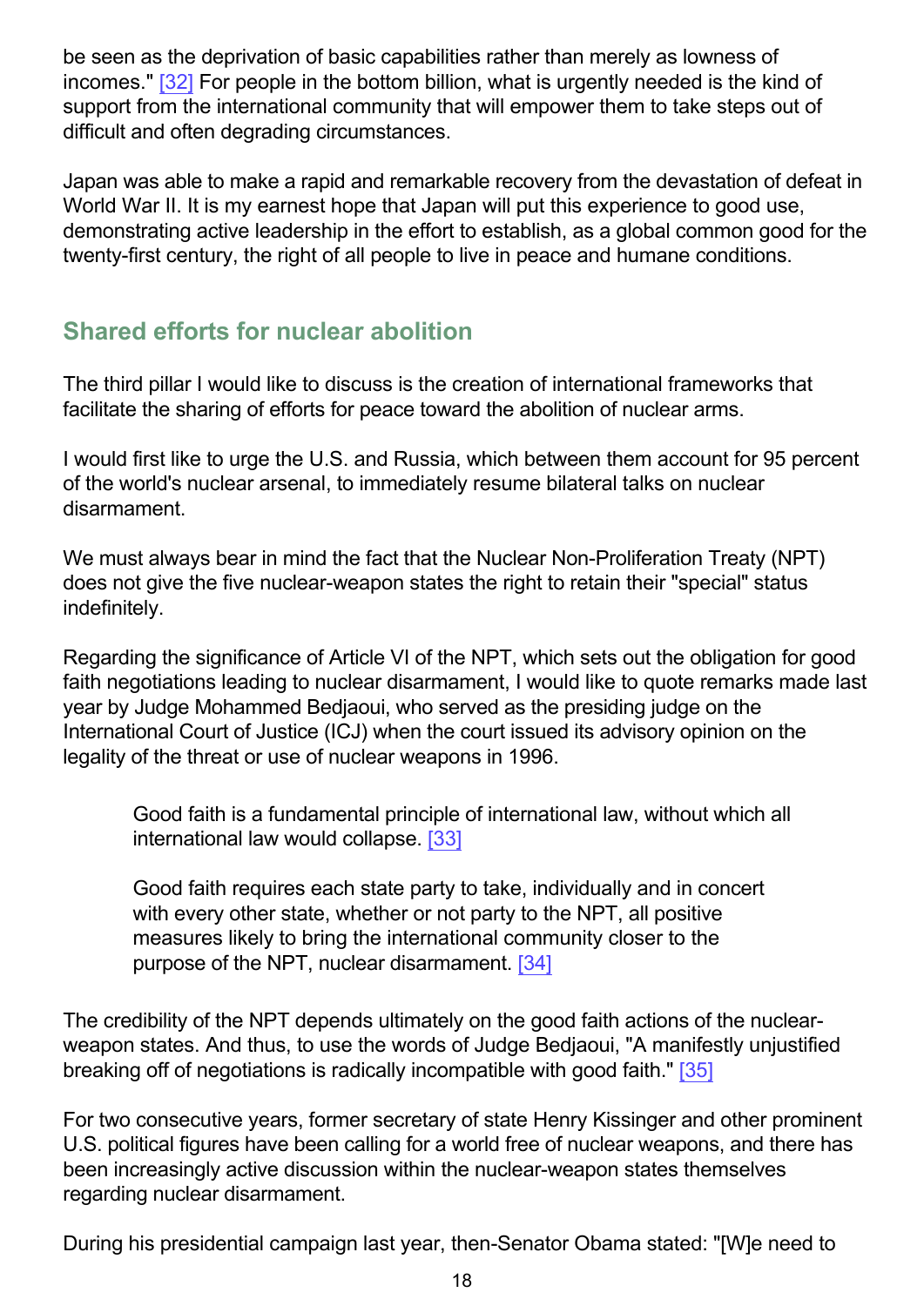be seen as the deprivation of basic capabilities rather than merely as lowness of incomes." [32] For people in the bottom billion, what is urgently needed is the kind of support from the international community that will empower them to take steps out of difficult and often degrading circumstances.

Japan was able to make a rapid and remarkable recovery from the devastation of defeat in World War II. It is my earnest hope that Japan will put this experience to good use, demonstrating active leadership in the effort to establish, as a global common good for the twenty-first century, the right of all people to live in peace and humane conditions.

## Shared efforts for nuclear abolition

The third pillar I would like to discuss is the creation of international frameworks that facilitate the sharing of efforts for peace toward the abolition of nuclear arms.

I would first like to urge the U.S. and Russia, which between them account for 95 percent of the world's nuclear arsenal, to immediately resume bilateral talks on nuclear disarmament.

We must always bear in mind the fact that the Nuclear Non-Proliferation Treaty (NPT) does not give the five nuclear-weapon states the right to retain their "special" status indefinitely.

Regarding the significance of Article VI of the NPT, which sets out the obligation for good faith negotiations leading to nuclear disarmament, I would like to quote remarks made last year by Judge Mohammed Bedjaoui, who served as the presiding judge on the International Court of Justice (ICJ) when the court issued its advisory opinion on the legality of the threat or use of nuclear weapons in 1996.

> Good faith is a fundamental principle of international law, without which all international law would collapse. [33]
>
> Good faith requires each state party to take, individually and in concert with every other state, whether or not party to the NPT, all positive measures likely to bring the international community closer to the purpose of the NPT, nuclear disarmament. [34]

The credibility of the NPT depends ultimately on the good faith actions of the nuclear-weapon states. And thus, to use the words of Judge Bedjaoui, "A manifestly unjustified breaking off of negotiations is radically incompatible with good faith." [35]

For two consecutive years, former secretary of state Henry Kissinger and other prominent U.S. political figures have been calling for a world free of nuclear weapons, and there has been increasingly active discussion within the nuclear-weapon states themselves regarding nuclear disarmament.

During his presidential campaign last year, then-Senator Obama stated: "[W]e need to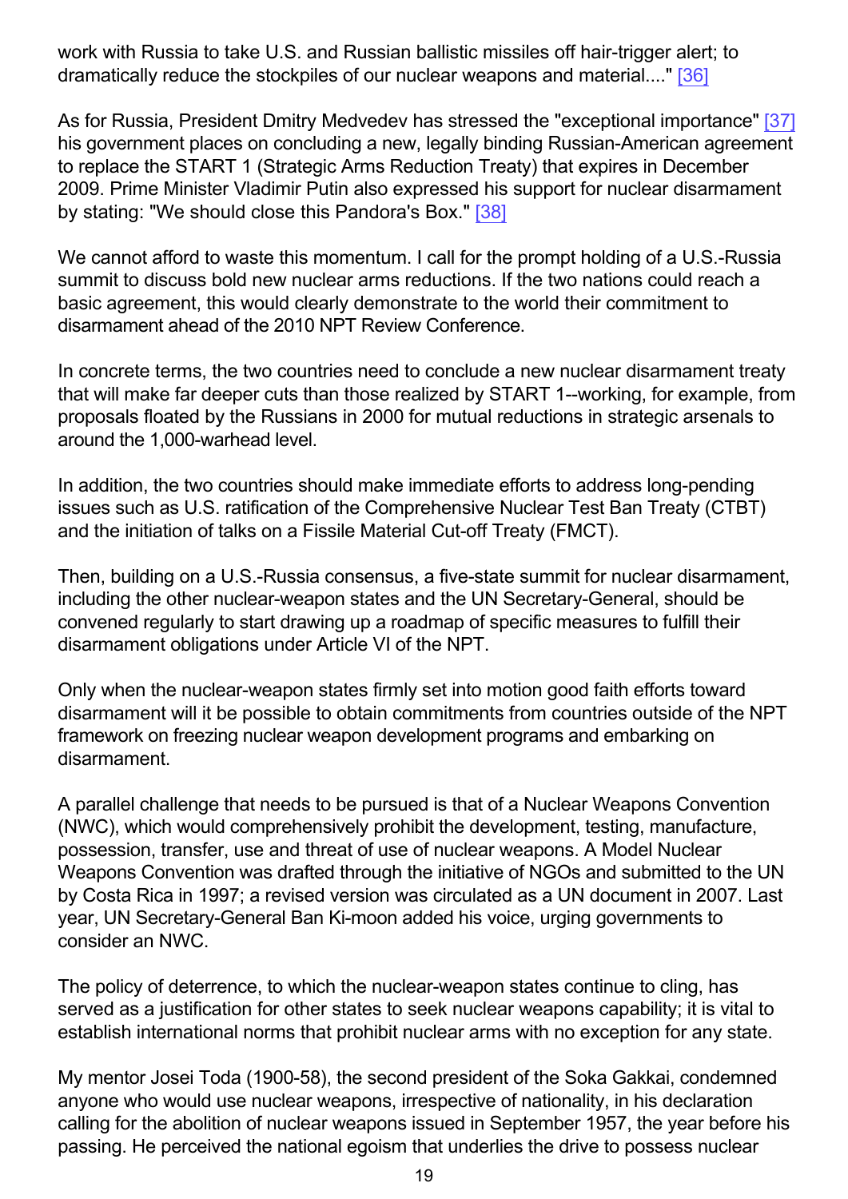work with Russia to take U.S. and Russian ballistic missiles off hair-trigger alert; to dramatically reduce the stockpiles of our nuclear weapons and material...." [36]

As for Russia, President Dmitry Medvedev has stressed the "exceptional importance" [37] his government places on concluding a new, legally binding Russian-American agreement to replace the START 1 (Strategic Arms Reduction Treaty) that expires in December 2009. Prime Minister Vladimir Putin also expressed his support for nuclear disarmament by stating: "We should close this Pandora's Box." [38]

We cannot afford to waste this momentum. I call for the prompt holding of a U.S.-Russia summit to discuss bold new nuclear arms reductions. If the two nations could reach a basic agreement, this would clearly demonstrate to the world their commitment to disarmament ahead of the 2010 NPT Review Conference.

In concrete terms, the two countries need to conclude a new nuclear disarmament treaty that will make far deeper cuts than those realized by START 1--working, for example, from proposals floated by the Russians in 2000 for mutual reductions in strategic arsenals to around the 1,000-warhead level.

In addition, the two countries should make immediate efforts to address long-pending issues such as U.S. ratification of the Comprehensive Nuclear Test Ban Treaty (CTBT) and the initiation of talks on a Fissile Material Cut-off Treaty (FMCT).

Then, building on a U.S.-Russia consensus, a five-state summit for nuclear disarmament, including the other nuclear-weapon states and the UN Secretary-General, should be convened regularly to start drawing up a roadmap of specific measures to fulfill their disarmament obligations under Article VI of the NPT.

Only when the nuclear-weapon states firmly set into motion good faith efforts toward disarmament will it be possible to obtain commitments from countries outside of the NPT framework on freezing nuclear weapon development programs and embarking on disarmament.

A parallel challenge that needs to be pursued is that of a Nuclear Weapons Convention (NWC), which would comprehensively prohibit the development, testing, manufacture, possession, transfer, use and threat of use of nuclear weapons. A Model Nuclear Weapons Convention was drafted through the initiative of NGOs and submitted to the UN by Costa Rica in 1997; a revised version was circulated as a UN document in 2007. Last year, UN Secretary-General Ban Ki-moon added his voice, urging governments to consider an NWC.

The policy of deterrence, to which the nuclear-weapon states continue to cling, has served as a justification for other states to seek nuclear weapons capability; it is vital to establish international norms that prohibit nuclear arms with no exception for any state.

My mentor Josei Toda (1900-58), the second president of the Soka Gakkai, condemned anyone who would use nuclear weapons, irrespective of nationality, in his declaration calling for the abolition of nuclear weapons issued in September 1957, the year before his passing. He perceived the national egoism that underlies the drive to possess nuclear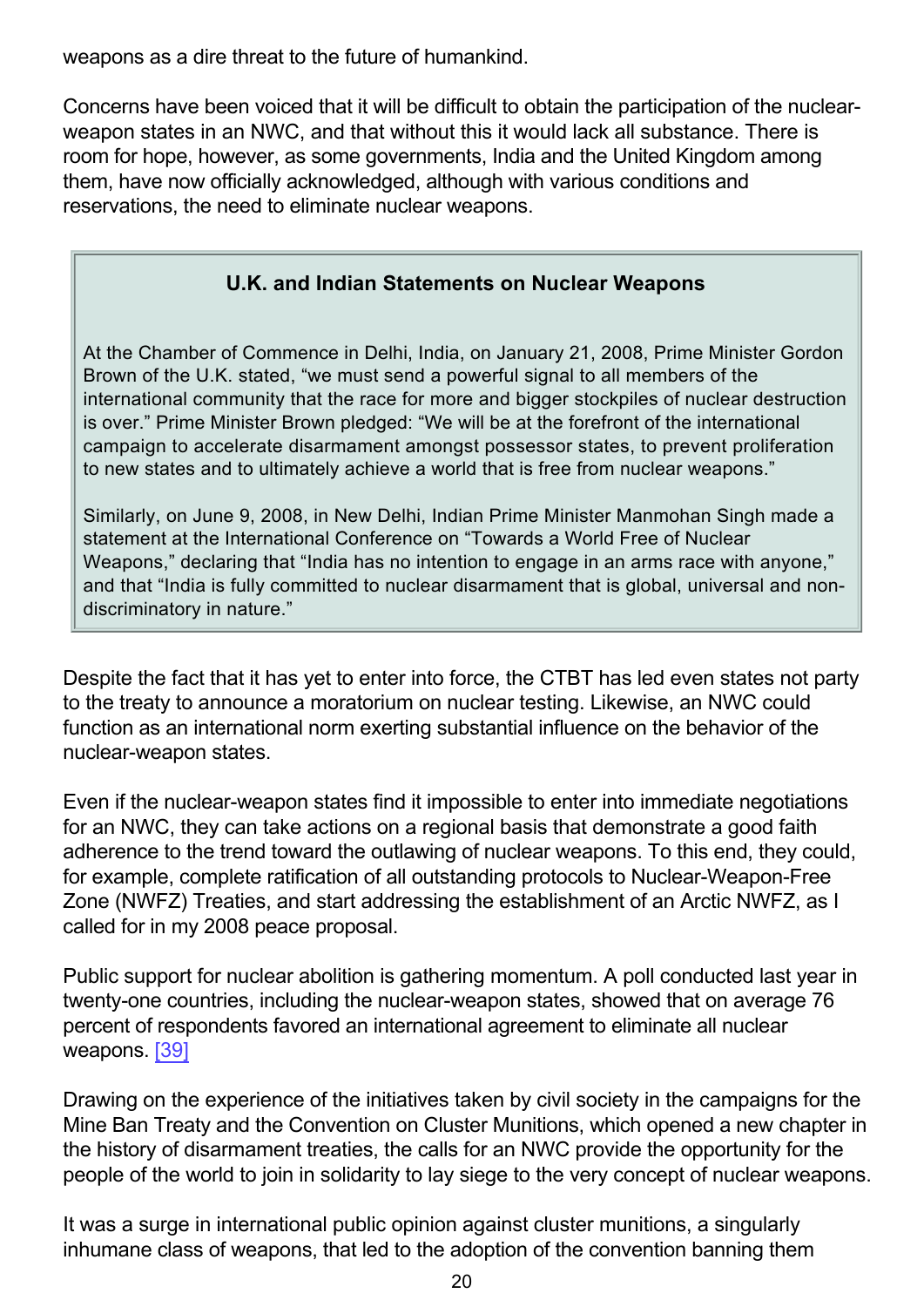weapons as a dire threat to the future of humankind.

Concerns have been voiced that it will be difficult to obtain the participation of the nuclear-weapon states in an NWC, and that without this it would lack all substance. There is room for hope, however, as some governments, India and the United Kingdom among them, have now officially acknowledged, although with various conditions and reservations, the need to eliminate nuclear weapons.

### U.K. and Indian Statements on Nuclear Weapons

At the Chamber of Commence in Delhi, India, on January 21, 2008, Prime Minister Gordon Brown of the U.K. stated, "we must send a powerful signal to all members of the international community that the race for more and bigger stockpiles of nuclear destruction is over." Prime Minister Brown pledged: "We will be at the forefront of the international campaign to accelerate disarmament amongst possessor states, to prevent proliferation to new states and to ultimately achieve a world that is free from nuclear weapons."

Similarly, on June 9, 2008, in New Delhi, Indian Prime Minister Manmohan Singh made a statement at the International Conference on "Towards a World Free of Nuclear Weapons," declaring that "India has no intention to engage in an arms race with anyone," and that "India is fully committed to nuclear disarmament that is global, universal and non-discriminatory in nature."

Despite the fact that it has yet to enter into force, the CTBT has led even states not party to the treaty to announce a moratorium on nuclear testing. Likewise, an NWC could function as an international norm exerting substantial influence on the behavior of the nuclear-weapon states.

Even if the nuclear-weapon states find it impossible to enter into immediate negotiations for an NWC, they can take actions on a regional basis that demonstrate a good faith adherence to the trend toward the outlawing of nuclear weapons. To this end, they could, for example, complete ratification of all outstanding protocols to Nuclear-Weapon-Free Zone (NWFZ) Treaties, and start addressing the establishment of an Arctic NWFZ, as I called for in my 2008 peace proposal.

Public support for nuclear abolition is gathering momentum. A poll conducted last year in twenty-one countries, including the nuclear-weapon states, showed that on average 76 percent of respondents favored an international agreement to eliminate all nuclear weapons. [39]

Drawing on the experience of the initiatives taken by civil society in the campaigns for the Mine Ban Treaty and the Convention on Cluster Munitions, which opened a new chapter in the history of disarmament treaties, the calls for an NWC provide the opportunity for the people of the world to join in solidarity to lay siege to the very concept of nuclear weapons.

It was a surge in international public opinion against cluster munitions, a singularly inhumane class of weapons, that led to the adoption of the convention banning them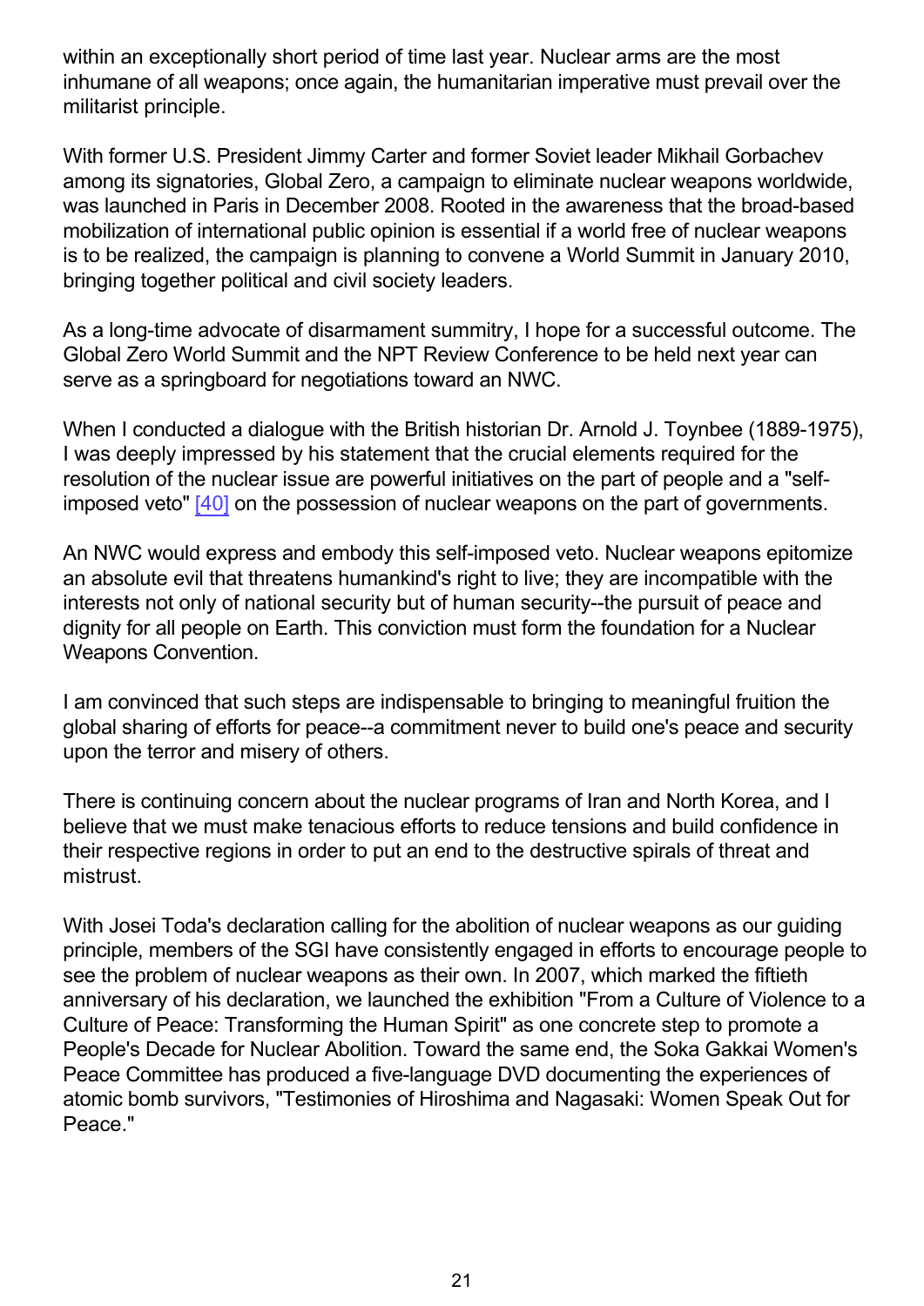within an exceptionally short period of time last year. Nuclear arms are the most inhumane of all weapons; once again, the humanitarian imperative must prevail over the militarist principle.

With former U.S. President Jimmy Carter and former Soviet leader Mikhail Gorbachev among its signatories, Global Zero, a campaign to eliminate nuclear weapons worldwide, was launched in Paris in December 2008. Rooted in the awareness that the broad-based mobilization of international public opinion is essential if a world free of nuclear weapons is to be realized, the campaign is planning to convene a World Summit in January 2010, bringing together political and civil society leaders.

As a long-time advocate of disarmament summitry, I hope for a successful outcome. The Global Zero World Summit and the NPT Review Conference to be held next year can serve as a springboard for negotiations toward an NWC.

When I conducted a dialogue with the British historian Dr. Arnold J. Toynbee (1889-1975), I was deeply impressed by his statement that the crucial elements required for the resolution of the nuclear issue are powerful initiatives on the part of people and a "self-imposed veto" [40] on the possession of nuclear weapons on the part of governments.

An NWC would express and embody this self-imposed veto. Nuclear weapons epitomize an absolute evil that threatens humankind's right to live; they are incompatible with the interests not only of national security but of human security--the pursuit of peace and dignity for all people on Earth. This conviction must form the foundation for a Nuclear Weapons Convention.

I am convinced that such steps are indispensable to bringing to meaningful fruition the global sharing of efforts for peace--a commitment never to build one's peace and security upon the terror and misery of others.

There is continuing concern about the nuclear programs of Iran and North Korea, and I believe that we must make tenacious efforts to reduce tensions and build confidence in their respective regions in order to put an end to the destructive spirals of threat and mistrust.

With Josei Toda's declaration calling for the abolition of nuclear weapons as our guiding principle, members of the SGI have consistently engaged in efforts to encourage people to see the problem of nuclear weapons as their own. In 2007, which marked the fiftieth anniversary of his declaration, we launched the exhibition "From a Culture of Violence to a Culture of Peace: Transforming the Human Spirit" as one concrete step to promote a People's Decade for Nuclear Abolition. Toward the same end, the Soka Gakkai Women's Peace Committee has produced a five-language DVD documenting the experiences of atomic bomb survivors, "Testimonies of Hiroshima and Nagasaki: Women Speak Out for Peace."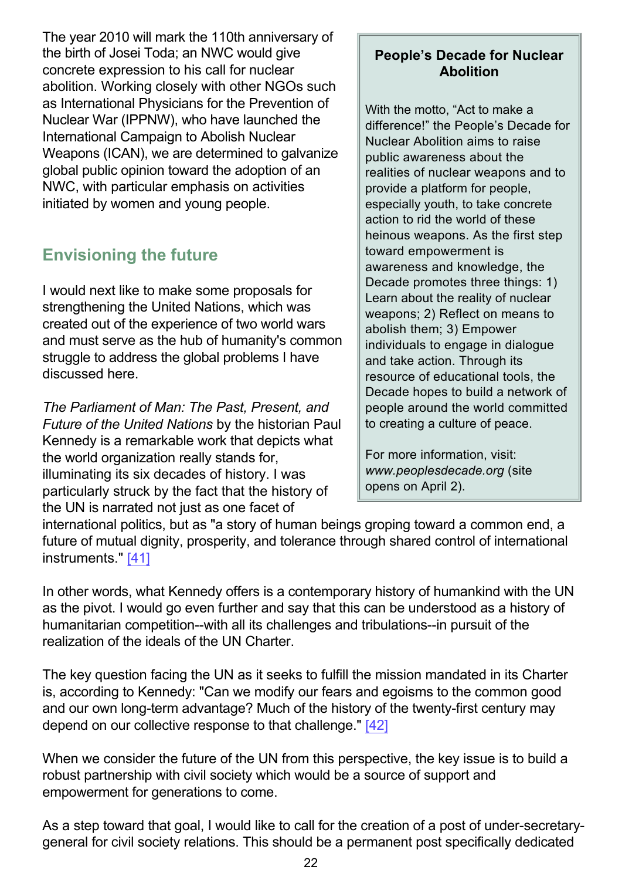The year 2010 will mark the 110th anniversary of the birth of Josei Toda; an NWC would give concrete expression to his call for nuclear abolition. Working closely with other NGOs such as International Physicians for the Prevention of Nuclear War (IPPNW), who have launched the International Campaign to Abolish Nuclear Weapons (ICAN), we are determined to galvanize global public opinion toward the adoption of an NWC, with particular emphasis on activities initiated by women and young people.

> **People's Decade for Nuclear Abolition**
>
> With the motto, "Act to make a difference!" the People's Decade for Nuclear Abolition aims to raise public awareness about the realities of nuclear weapons and to provide a platform for people, especially youth, to take concrete action to rid the world of these heinous weapons. As the first step toward empowerment is awareness and knowledge, the Decade promotes three things: 1) Learn about the reality of nuclear weapons; 2) Reflect on means to abolish them; 3) Empower individuals to engage in dialogue and take action. Through its resource of educational tools, the Decade hopes to build a network of people around the world committed to creating a culture of peace.
>
> For more information, visit: *www.peoplesdecade.org* (site opens on April 2).

## Envisioning the future

I would next like to make some proposals for strengthening the United Nations, which was created out of the experience of two world wars and must serve as the hub of humanity's common struggle to address the global problems I have discussed here.

*The Parliament of Man: The Past, Present, and Future of the United Nations* by the historian Paul Kennedy is a remarkable work that depicts what the world organization really stands for, illuminating its six decades of history. I was particularly struck by the fact that the history of the UN is narrated not just as one facet of international politics, but as "a story of human beings groping toward a common end, a future of mutual dignity, prosperity, and tolerance through shared control of international instruments." [41]

In other words, what Kennedy offers is a contemporary history of humankind with the UN as the pivot. I would go even further and say that this can be understood as a history of humanitarian competition--with all its challenges and tribulations--in pursuit of the realization of the ideals of the UN Charter.

The key question facing the UN as it seeks to fulfill the mission mandated in its Charter is, according to Kennedy: "Can we modify our fears and egoisms to the common good and our own long-term advantage? Much of the history of the twenty-first century may depend on our collective response to that challenge." [42]

When we consider the future of the UN from this perspective, the key issue is to build a robust partnership with civil society which would be a source of support and empowerment for generations to come.

As a step toward that goal, I would like to call for the creation of a post of under-secretary-general for civil society relations. This should be a permanent post specifically dedicated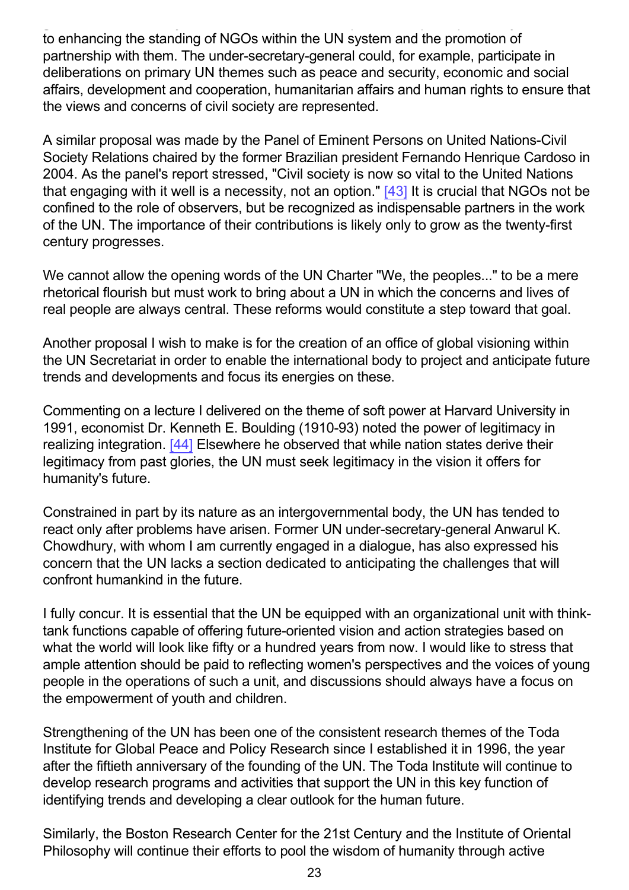to enhancing the standing of NGOs within the UN system and the promotion of partnership with them. The under-secretary-general could, for example, participate in deliberations on primary UN themes such as peace and security, economic and social affairs, development and cooperation, humanitarian affairs and human rights to ensure that the views and concerns of civil society are represented.

A similar proposal was made by the Panel of Eminent Persons on United Nations-Civil Society Relations chaired by the former Brazilian president Fernando Henrique Cardoso in 2004. As the panel's report stressed, "Civil society is now so vital to the United Nations that engaging with it well is a necessity, not an option." [43] It is crucial that NGOs not be confined to the role of observers, but be recognized as indispensable partners in the work of the UN. The importance of their contributions is likely only to grow as the twenty-first century progresses.

We cannot allow the opening words of the UN Charter "We, the peoples..." to be a mere rhetorical flourish but must work to bring about a UN in which the concerns and lives of real people are always central. These reforms would constitute a step toward that goal.

Another proposal I wish to make is for the creation of an office of global visioning within the UN Secretariat in order to enable the international body to project and anticipate future trends and developments and focus its energies on these.

Commenting on a lecture I delivered on the theme of soft power at Harvard University in 1991, economist Dr. Kenneth E. Boulding (1910-93) noted the power of legitimacy in realizing integration. [44] Elsewhere he observed that while nation states derive their legitimacy from past glories, the UN must seek legitimacy in the vision it offers for humanity's future.

Constrained in part by its nature as an intergovernmental body, the UN has tended to react only after problems have arisen. Former UN under-secretary-general Anwarul K. Chowdhury, with whom I am currently engaged in a dialogue, has also expressed his concern that the UN lacks a section dedicated to anticipating the challenges that will confront humankind in the future.

I fully concur. It is essential that the UN be equipped with an organizational unit with think-tank functions capable of offering future-oriented vision and action strategies based on what the world will look like fifty or a hundred years from now. I would like to stress that ample attention should be paid to reflecting women's perspectives and the voices of young people in the operations of such a unit, and discussions should always have a focus on the empowerment of youth and children.

Strengthening of the UN has been one of the consistent research themes of the Toda Institute for Global Peace and Policy Research since I established it in 1996, the year after the fiftieth anniversary of the founding of the UN. The Toda Institute will continue to develop research programs and activities that support the UN in this key function of identifying trends and developing a clear outlook for the human future.

Similarly, the Boston Research Center for the 21st Century and the Institute of Oriental Philosophy will continue their efforts to pool the wisdom of humanity through active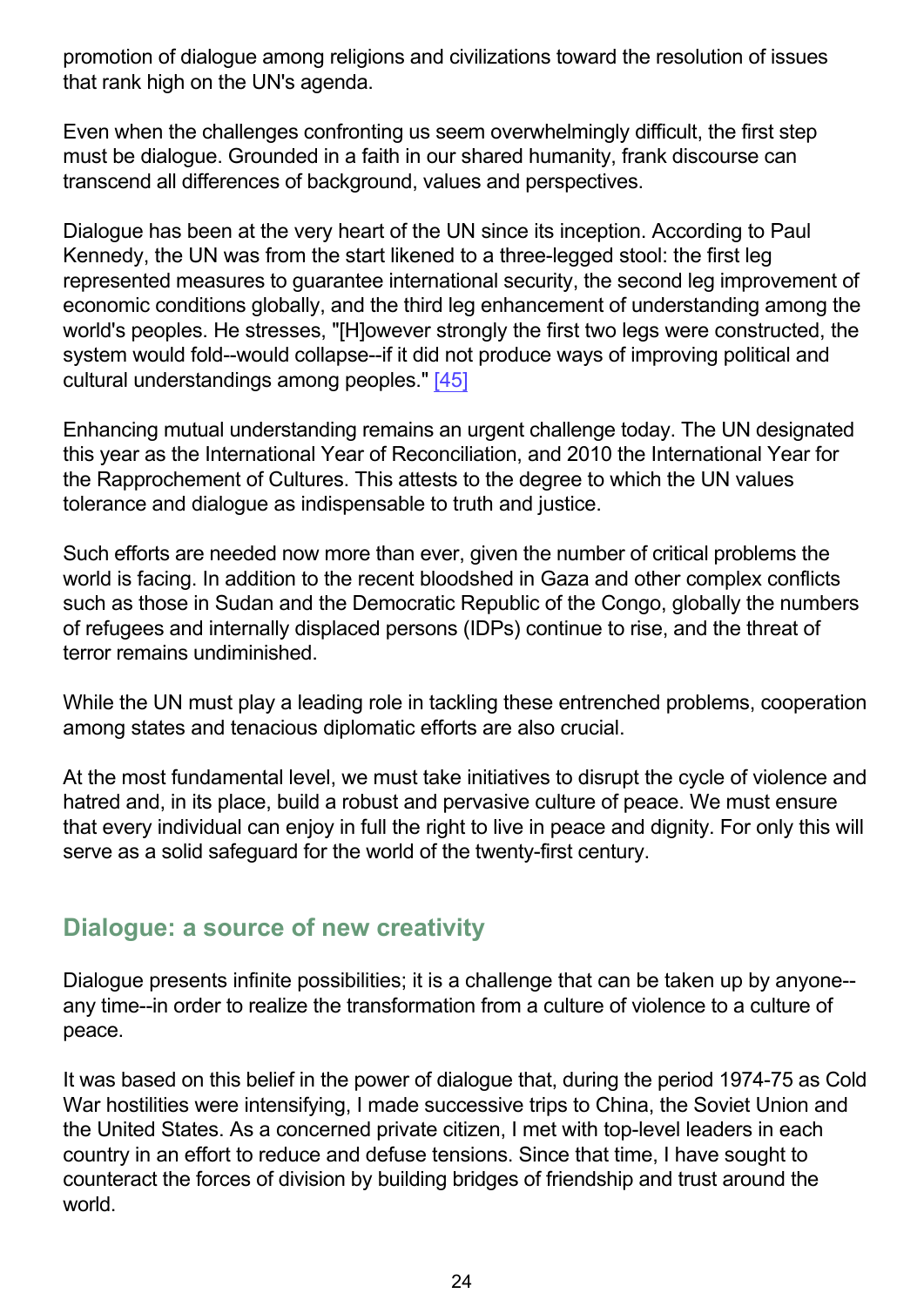promotion of dialogue among religions and civilizations toward the resolution of issues that rank high on the UN's agenda.

Even when the challenges confronting us seem overwhelmingly difficult, the first step must be dialogue. Grounded in a faith in our shared humanity, frank discourse can transcend all differences of background, values and perspectives.

Dialogue has been at the very heart of the UN since its inception. According to Paul Kennedy, the UN was from the start likened to a three-legged stool: the first leg represented measures to guarantee international security, the second leg improvement of economic conditions globally, and the third leg enhancement of understanding among the world's peoples. He stresses, "[H]owever strongly the first two legs were constructed, the system would fold--would collapse--if it did not produce ways of improving political and cultural understandings among peoples." [45]

Enhancing mutual understanding remains an urgent challenge today. The UN designated this year as the International Year of Reconciliation, and 2010 the International Year for the Rapprochement of Cultures. This attests to the degree to which the UN values tolerance and dialogue as indispensable to truth and justice.

Such efforts are needed now more than ever, given the number of critical problems the world is facing. In addition to the recent bloodshed in Gaza and other complex conflicts such as those in Sudan and the Democratic Republic of the Congo, globally the numbers of refugees and internally displaced persons (IDPs) continue to rise, and the threat of terror remains undiminished.

While the UN must play a leading role in tackling these entrenched problems, cooperation among states and tenacious diplomatic efforts are also crucial.

At the most fundamental level, we must take initiatives to disrupt the cycle of violence and hatred and, in its place, build a robust and pervasive culture of peace. We must ensure that every individual can enjoy in full the right to live in peace and dignity. For only this will serve as a solid safeguard for the world of the twenty-first century.

## Dialogue: a source of new creativity

Dialogue presents infinite possibilities; it is a challenge that can be taken up by anyone--any time--in order to realize the transformation from a culture of violence to a culture of peace.

It was based on this belief in the power of dialogue that, during the period 1974-75 as Cold War hostilities were intensifying, I made successive trips to China, the Soviet Union and the United States. As a concerned private citizen, I met with top-level leaders in each country in an effort to reduce and defuse tensions. Since that time, I have sought to counteract the forces of division by building bridges of friendship and trust around the world.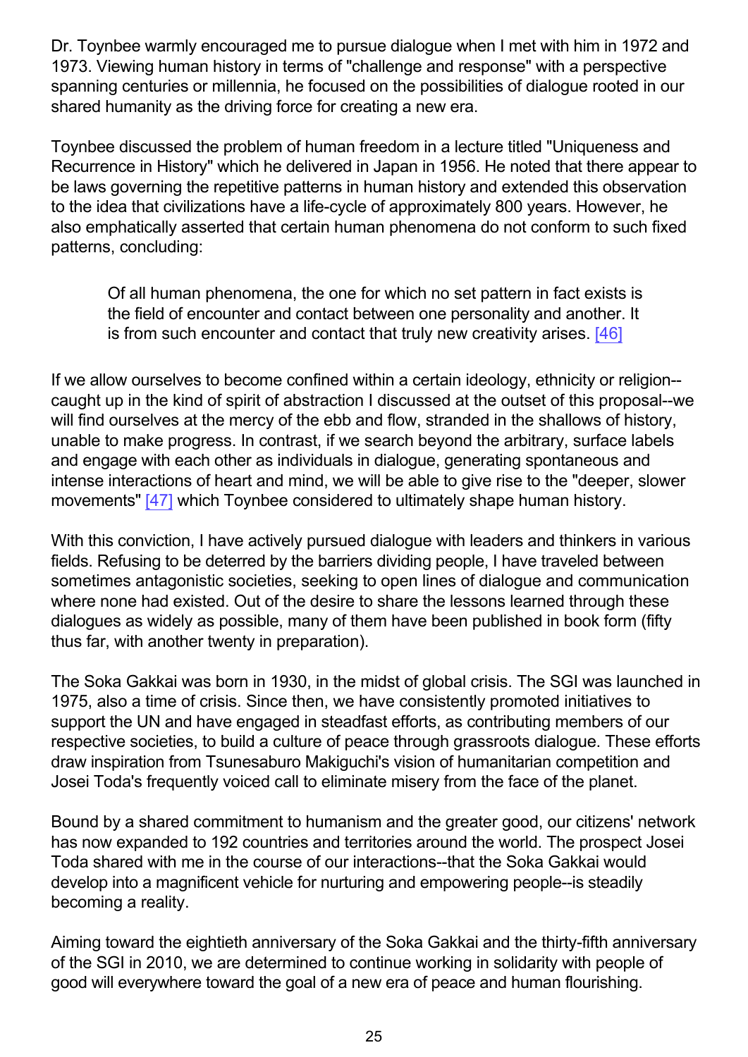Dr. Toynbee warmly encouraged me to pursue dialogue when I met with him in 1972 and 1973. Viewing human history in terms of "challenge and response" with a perspective spanning centuries or millennia, he focused on the possibilities of dialogue rooted in our shared humanity as the driving force for creating a new era.

Toynbee discussed the problem of human freedom in a lecture titled "Uniqueness and Recurrence in History" which he delivered in Japan in 1956. He noted that there appear to be laws governing the repetitive patterns in human history and extended this observation to the idea that civilizations have a life-cycle of approximately 800 years. However, he also emphatically asserted that certain human phenomena do not conform to such fixed patterns, concluding:

> Of all human phenomena, the one for which no set pattern in fact exists is the field of encounter and contact between one personality and another. It is from such encounter and contact that truly new creativity arises. [46]

If we allow ourselves to become confined within a certain ideology, ethnicity or religion--caught up in the kind of spirit of abstraction I discussed at the outset of this proposal--we will find ourselves at the mercy of the ebb and flow, stranded in the shallows of history, unable to make progress. In contrast, if we search beyond the arbitrary, surface labels and engage with each other as individuals in dialogue, generating spontaneous and intense interactions of heart and mind, we will be able to give rise to the "deeper, slower movements" [47] which Toynbee considered to ultimately shape human history.

With this conviction, I have actively pursued dialogue with leaders and thinkers in various fields. Refusing to be deterred by the barriers dividing people, I have traveled between sometimes antagonistic societies, seeking to open lines of dialogue and communication where none had existed. Out of the desire to share the lessons learned through these dialogues as widely as possible, many of them have been published in book form (fifty thus far, with another twenty in preparation).

The Soka Gakkai was born in 1930, in the midst of global crisis. The SGI was launched in 1975, also a time of crisis. Since then, we have consistently promoted initiatives to support the UN and have engaged in steadfast efforts, as contributing members of our respective societies, to build a culture of peace through grassroots dialogue. These efforts draw inspiration from Tsunesaburo Makiguchi's vision of humanitarian competition and Josei Toda's frequently voiced call to eliminate misery from the face of the planet.

Bound by a shared commitment to humanism and the greater good, our citizens' network has now expanded to 192 countries and territories around the world. The prospect Josei Toda shared with me in the course of our interactions--that the Soka Gakkai would develop into a magnificent vehicle for nurturing and empowering people--is steadily becoming a reality.

Aiming toward the eightieth anniversary of the Soka Gakkai and the thirty-fifth anniversary of the SGI in 2010, we are determined to continue working in solidarity with people of good will everywhere toward the goal of a new era of peace and human flourishing.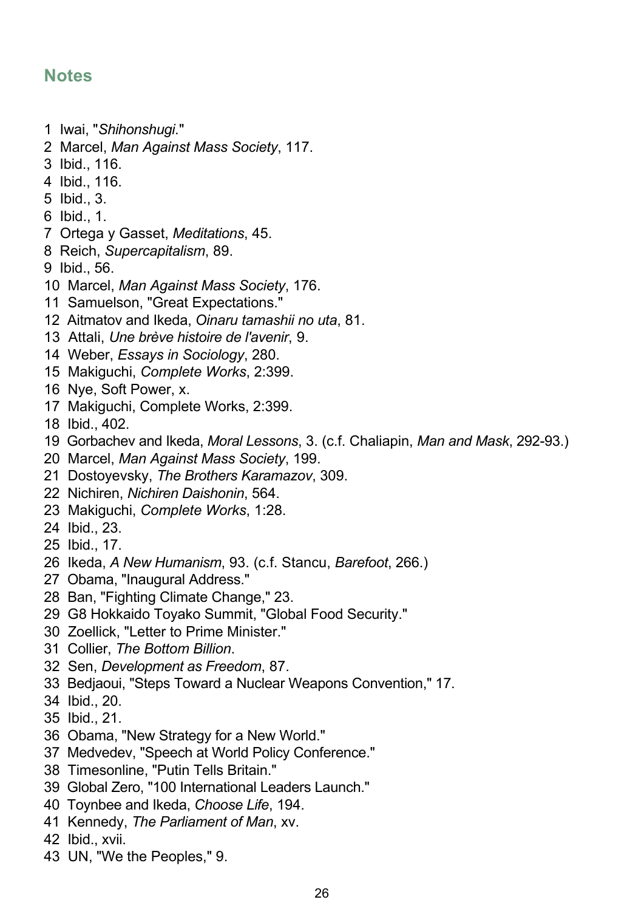## Notes

1 Iwai, "*Shihonshugi*."
2 Marcel, *Man Against Mass Society*, 117.
3 Ibid., 116.
4 Ibid., 116.
5 Ibid., 3.
6 Ibid., 1.
7 Ortega y Gasset, *Meditations*, 45.
8 Reich, *Supercapitalism*, 89.
9 Ibid., 56.
10 Marcel, *Man Against Mass Society*, 176.
11 Samuelson, "Great Expectations."
12 Aitmatov and Ikeda, *Oinaru tamashii no uta*, 81.
13 Attali, *Une brève histoire de l'avenir*, 9.
14 Weber, *Essays in Sociology*, 280.
15 Makiguchi, *Complete Works*, 2:399.
16 Nye, Soft Power, x.
17 Makiguchi, Complete Works, 2:399.
18 Ibid., 402.
19 Gorbachev and Ikeda, *Moral Lessons*, 3. (c.f. Chaliapin, *Man and Mask*, 292-93.)
20 Marcel, *Man Against Mass Society*, 199.
21 Dostoyevsky, *The Brothers Karamazov*, 309.
22 Nichiren, *Nichiren Daishonin*, 564.
23 Makiguchi, *Complete Works*, 1:28.
24 Ibid., 23.
25 Ibid., 17.
26 Ikeda, *A New Humanism*, 93. (c.f. Stancu, *Barefoot*, 266.)
27 Obama, "Inaugural Address."
28 Ban, "Fighting Climate Change," 23.
29 G8 Hokkaido Toyako Summit, "Global Food Security."
30 Zoellick, "Letter to Prime Minister."
31 Collier, *The Bottom Billion*.
32 Sen, *Development as Freedom*, 87.
33 Bedjaoui, "Steps Toward a Nuclear Weapons Convention," 17.
34 Ibid., 20.
35 Ibid., 21.
36 Obama, "New Strategy for a New World."
37 Medvedev, "Speech at World Policy Conference."
38 Timesonline, "Putin Tells Britain."
39 Global Zero, "100 International Leaders Launch."
40 Toynbee and Ikeda, *Choose Life*, 194.
41 Kennedy, *The Parliament of Man*, xv.
42 Ibid., xvii.
43 UN, "We the Peoples," 9.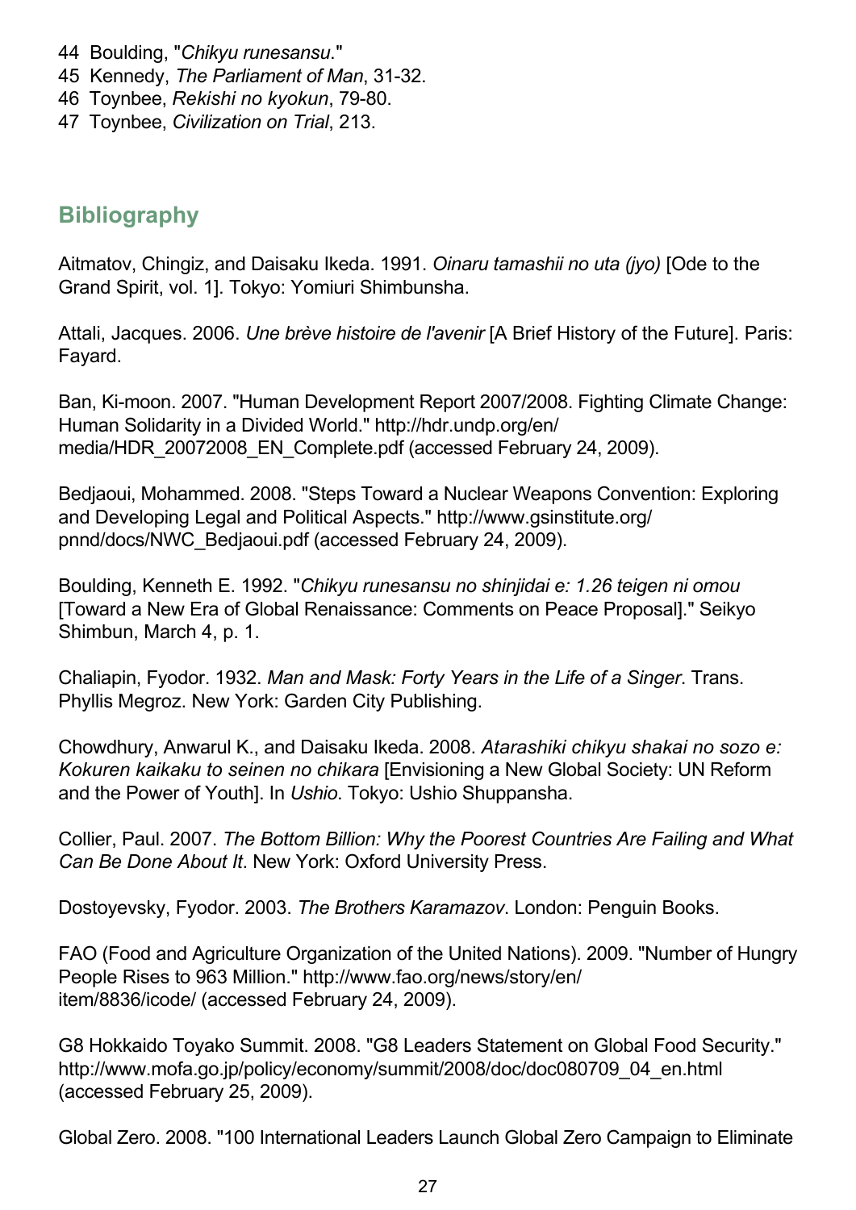44 Boulding, "*Chikyu runesansu*."
45 Kennedy, *The Parliament of Man*, 31-32.
46 Toynbee, *Rekishi no kyokun*, 79-80.
47 Toynbee, *Civilization on Trial*, 213.

## Bibliography

Aitmatov, Chingiz, and Daisaku Ikeda. 1991. *Oinaru tamashii no uta (jyo)* [Ode to the Grand Spirit, vol. 1]. Tokyo: Yomiuri Shimbunsha.

Attali, Jacques. 2006. *Une brève histoire de l'avenir* [A Brief History of the Future]. Paris: Fayard.

Ban, Ki-moon. 2007. "Human Development Report 2007/2008. Fighting Climate Change: Human Solidarity in a Divided World." http://hdr.undp.org/en/media/HDR_20072008_EN_Complete.pdf (accessed February 24, 2009).

Bedjaoui, Mohammed. 2008. "Steps Toward a Nuclear Weapons Convention: Exploring and Developing Legal and Political Aspects." http://www.gsinstitute.org/pnnd/docs/NWC_Bedjaoui.pdf (accessed February 24, 2009).

Boulding, Kenneth E. 1992. "*Chikyu runesansu no shinjidai e: 1.26 teigen ni omou* [Toward a New Era of Global Renaissance: Comments on Peace Proposal]." Seikyo Shimbun, March 4, p. 1.

Chaliapin, Fyodor. 1932. *Man and Mask: Forty Years in the Life of a Singer*. Trans. Phyllis Megroz. New York: Garden City Publishing.

Chowdhury, Anwarul K., and Daisaku Ikeda. 2008. *Atarashiki chikyu shakai no sozo e: Kokuren kaikaku to seinen no chikara* [Envisioning a New Global Society: UN Reform and the Power of Youth]. In *Ushio*. Tokyo: Ushio Shuppansha.

Collier, Paul. 2007. *The Bottom Billion: Why the Poorest Countries Are Failing and What Can Be Done About It*. New York: Oxford University Press.

Dostoyevsky, Fyodor. 2003. *The Brothers Karamazov*. London: Penguin Books.

FAO (Food and Agriculture Organization of the United Nations). 2009. "Number of Hungry People Rises to 963 Million." http://www.fao.org/news/story/en/item/8836/icode/ (accessed February 24, 2009).

G8 Hokkaido Toyako Summit. 2008. "G8 Leaders Statement on Global Food Security." http://www.mofa.go.jp/policy/economy/summit/2008/doc/doc080709_04_en.html (accessed February 25, 2009).

Global Zero. 2008. "100 International Leaders Launch Global Zero Campaign to Eliminate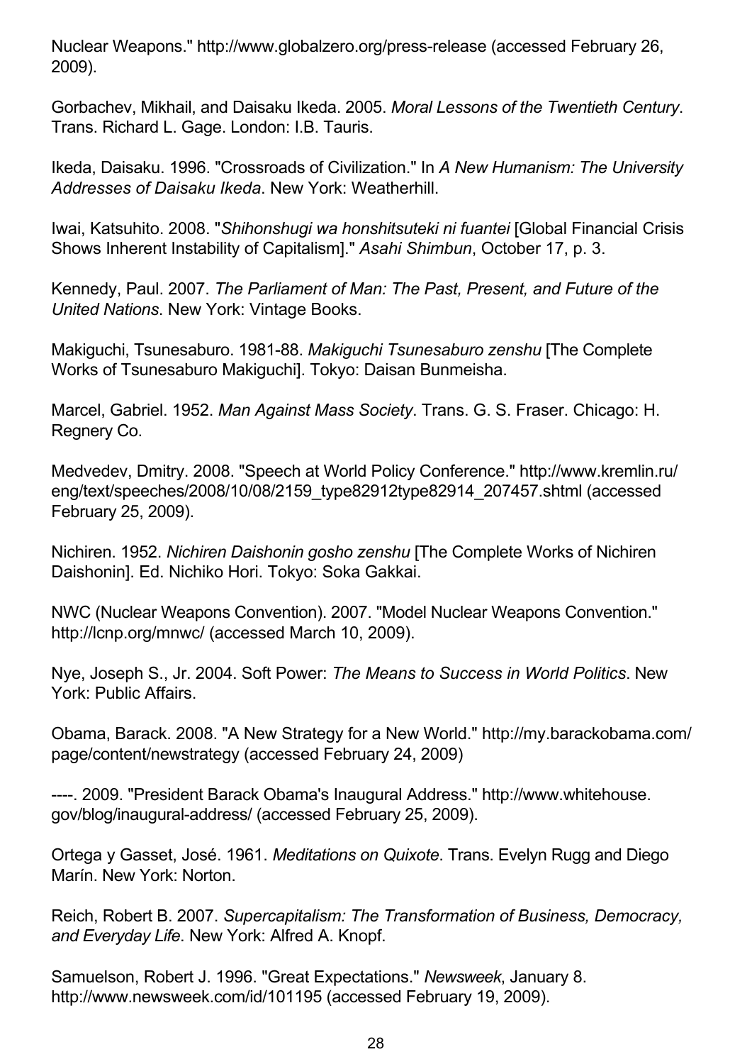Nuclear Weapons." http://www.globalzero.org/press-release (accessed February 26, 2009).

Gorbachev, Mikhail, and Daisaku Ikeda. 2005. *Moral Lessons of the Twentieth Century*. Trans. Richard L. Gage. London: I.B. Tauris.

Ikeda, Daisaku. 1996. "Crossroads of Civilization." In *A New Humanism: The University Addresses of Daisaku Ikeda*. New York: Weatherhill.

Iwai, Katsuhito. 2008. "*Shihonshugi wa honshitsuteki ni fuantei* [Global Financial Crisis Shows Inherent Instability of Capitalism]." *Asahi Shimbun*, October 17, p. 3.

Kennedy, Paul. 2007. *The Parliament of Man: The Past, Present, and Future of the United Nations*. New York: Vintage Books.

Makiguchi, Tsunesaburo. 1981-88. *Makiguchi Tsunesaburo zenshu* [The Complete Works of Tsunesaburo Makiguchi]. Tokyo: Daisan Bunmeisha.

Marcel, Gabriel. 1952. *Man Against Mass Society*. Trans. G. S. Fraser. Chicago: H. Regnery Co.

Medvedev, Dmitry. 2008. "Speech at World Policy Conference." http://www.kremlin.ru/eng/text/speeches/2008/10/08/2159_type82912type82914_207457.shtml (accessed February 25, 2009).

Nichiren. 1952. *Nichiren Daishonin gosho zenshu* [The Complete Works of Nichiren Daishonin]. Ed. Nichiko Hori. Tokyo: Soka Gakkai.

NWC (Nuclear Weapons Convention). 2007. "Model Nuclear Weapons Convention." http://lcnp.org/mnwc/ (accessed March 10, 2009).

Nye, Joseph S., Jr. 2004. Soft Power: *The Means to Success in World Politics*. New York: Public Affairs.

Obama, Barack. 2008. "A New Strategy for a New World." http://my.barackobama.com/page/content/newstrategy (accessed February 24, 2009)

----. 2009. "President Barack Obama's Inaugural Address." http://www.whitehouse.gov/blog/inaugural-address/ (accessed February 25, 2009).

Ortega y Gasset, José. 1961. *Meditations on Quixote*. Trans. Evelyn Rugg and Diego Marín. New York: Norton.

Reich, Robert B. 2007. *Supercapitalism: The Transformation of Business, Democracy, and Everyday Life*. New York: Alfred A. Knopf.

Samuelson, Robert J. 1996. "Great Expectations." *Newsweek*, January 8. http://www.newsweek.com/id/101195 (accessed February 19, 2009).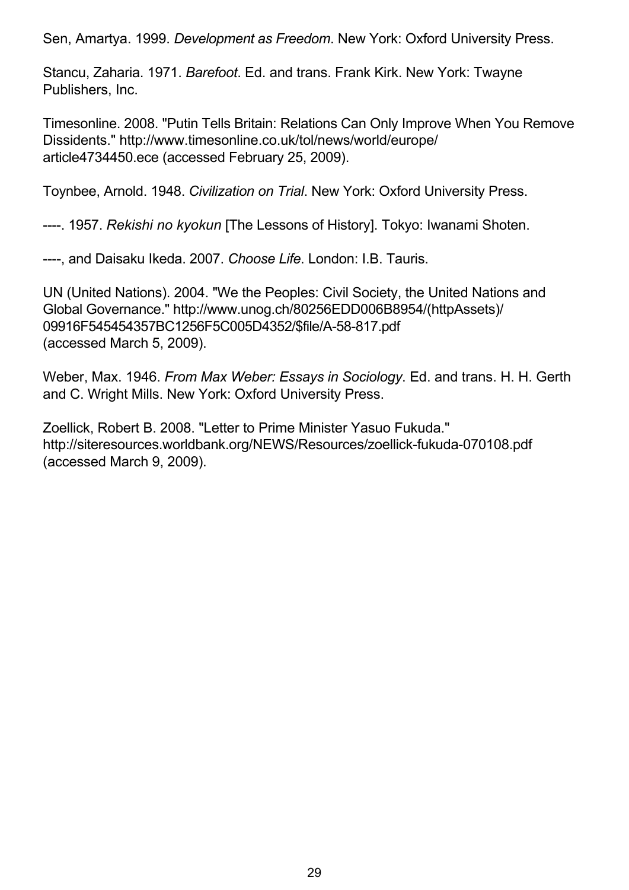Sen, Amartya. 1999. *Development as Freedom*. New York: Oxford University Press.

Stancu, Zaharia. 1971. *Barefoot*. Ed. and trans. Frank Kirk. New York: Twayne Publishers, Inc.

Timesonline. 2008. "Putin Tells Britain: Relations Can Only Improve When You Remove Dissidents." http://www.timesonline.co.uk/tol/news/world/europe/article4734450.ece (accessed February 25, 2009).

Toynbee, Arnold. 1948. *Civilization on Trial*. New York: Oxford University Press.

----. 1957. *Rekishi no kyokun* [The Lessons of History]. Tokyo: Iwanami Shoten.

----, and Daisaku Ikeda. 2007. *Choose Life*. London: I.B. Tauris.

UN (United Nations). 2004. "We the Peoples: Civil Society, the United Nations and Global Governance." http://www.unog.ch/80256EDD006B8954/(httpAssets)/09916F545454357BC1256F5C005D4352/$file/A-58-817.pdf (accessed March 5, 2009).

Weber, Max. 1946. *From Max Weber: Essays in Sociology*. Ed. and trans. H. H. Gerth and C. Wright Mills. New York: Oxford University Press.

Zoellick, Robert B. 2008. "Letter to Prime Minister Yasuo Fukuda." http://siteresources.worldbank.org/NEWS/Resources/zoellick-fukuda-070108.pdf (accessed March 9, 2009).